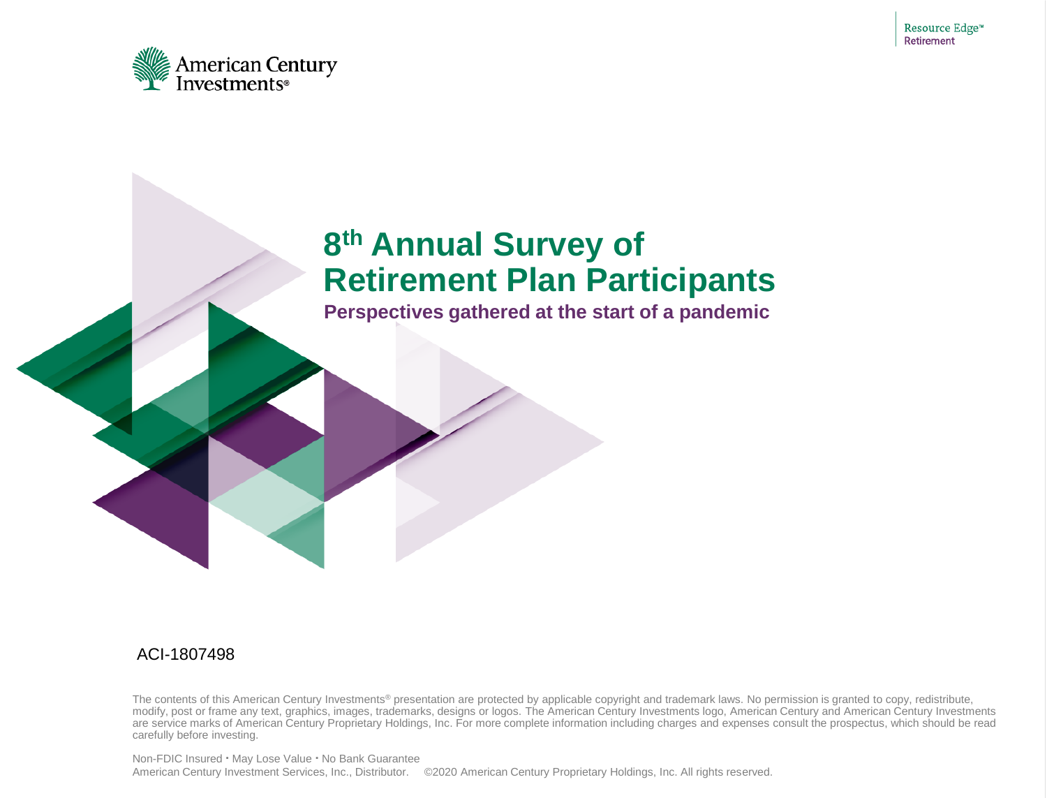American Century Investments®

Resource Edge℠ Retirement

# $8^{th}$ Annual Survey of Retirement Plan Participants

## Perspectives gathered at the start of a pandemic

ACI-1807498

The contents of this American Century Investments® presentation are protected by applicable copyright and trademark laws. No permission is granted to copy, redistribute, modify, post or frame any text, graphics, images, trademarks, designs or logos. The American Century Investments logo, American Century and American Century Investments are service marks of American Century Proprietary Holdings, Inc. For more complete information including charges and expenses consult the prospectus, which should be read carefully before investing.

Non-FDIC Insured • May Lose Value • No Bank Guarantee
American Century Investment Services, Inc., Distributor. ©2020 American Century Proprietary Holdings, Inc. All rights reserved.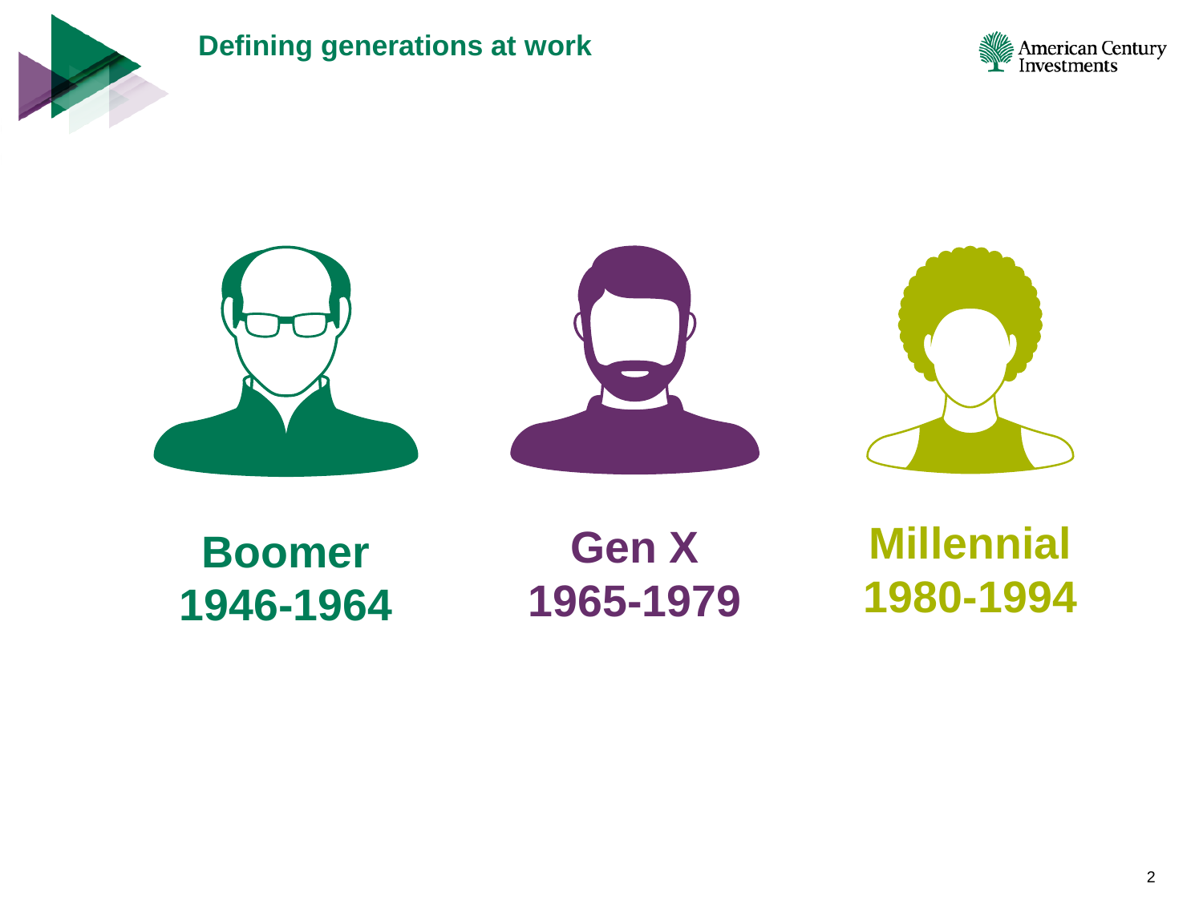## Defining generations at work

**Boomer**
**1946-1964**

**Gen X**
**1965-1979**

**Millennial**
**1980-1994**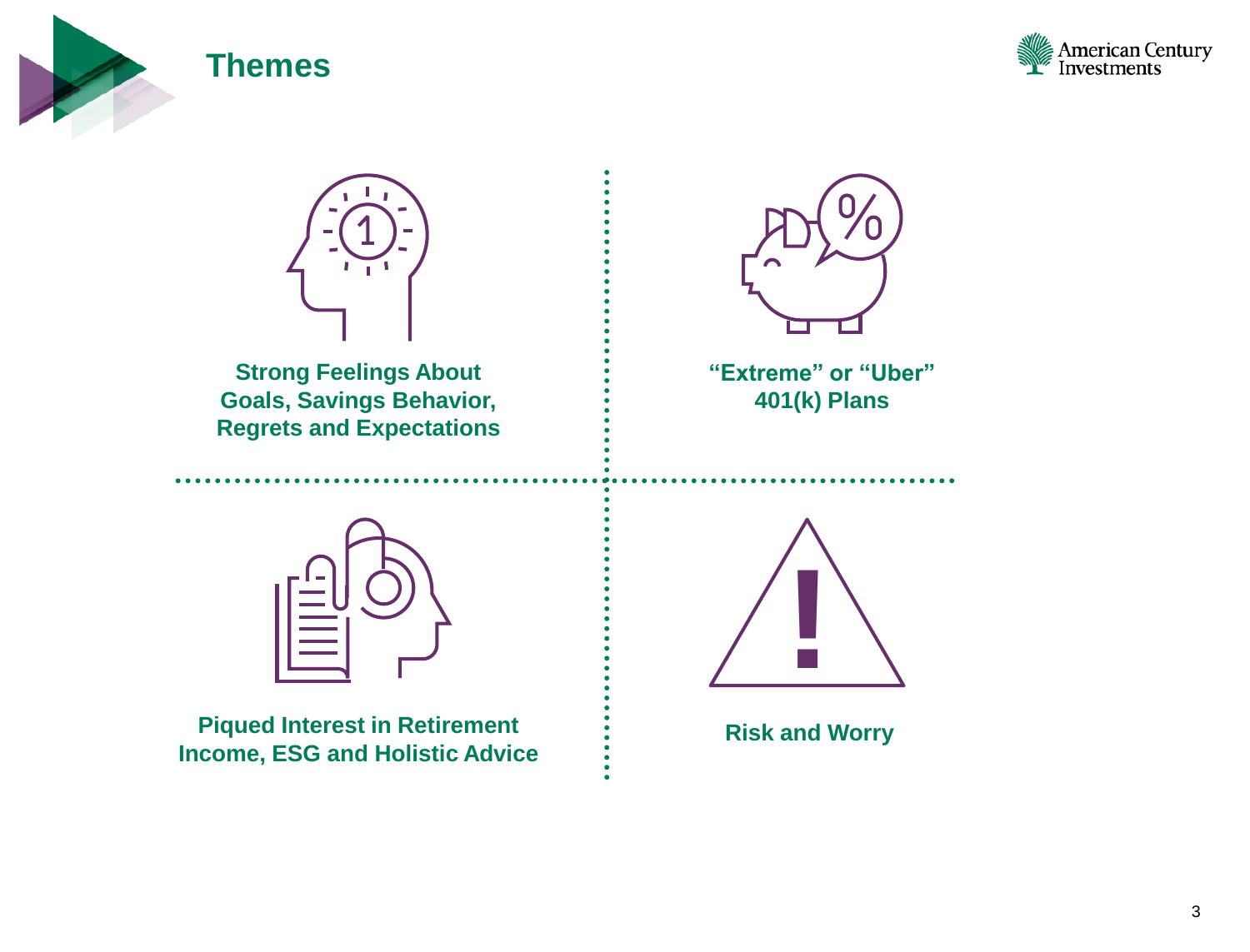# Themes

**Strong Feelings About Goals, Savings Behavior, Regrets and Expectations**

**“Extreme” or “Uber” 401(k) Plans**

**Piqued Interest in Retirement Income, ESG and Holistic Advice**

**Risk and Worry**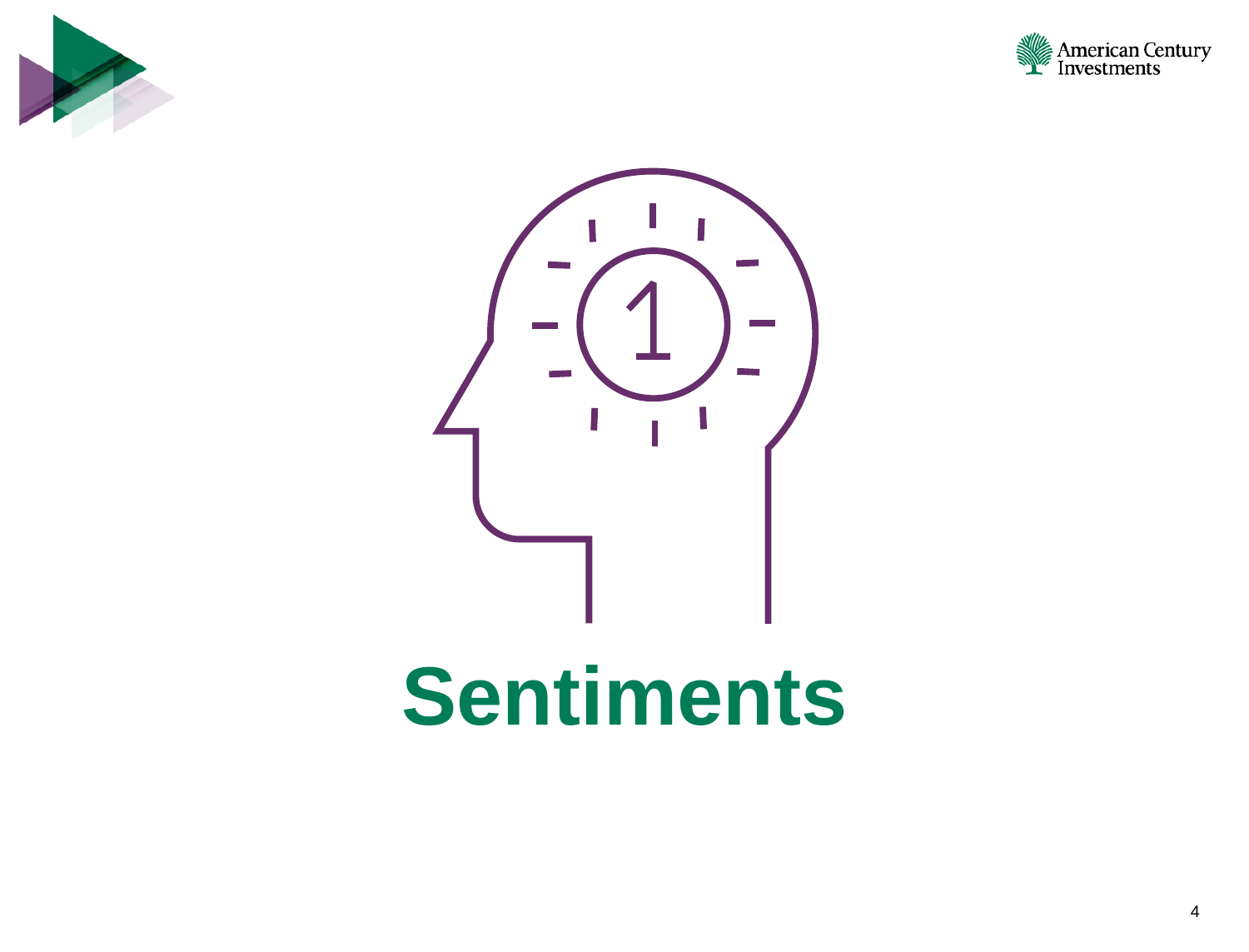# Sentiments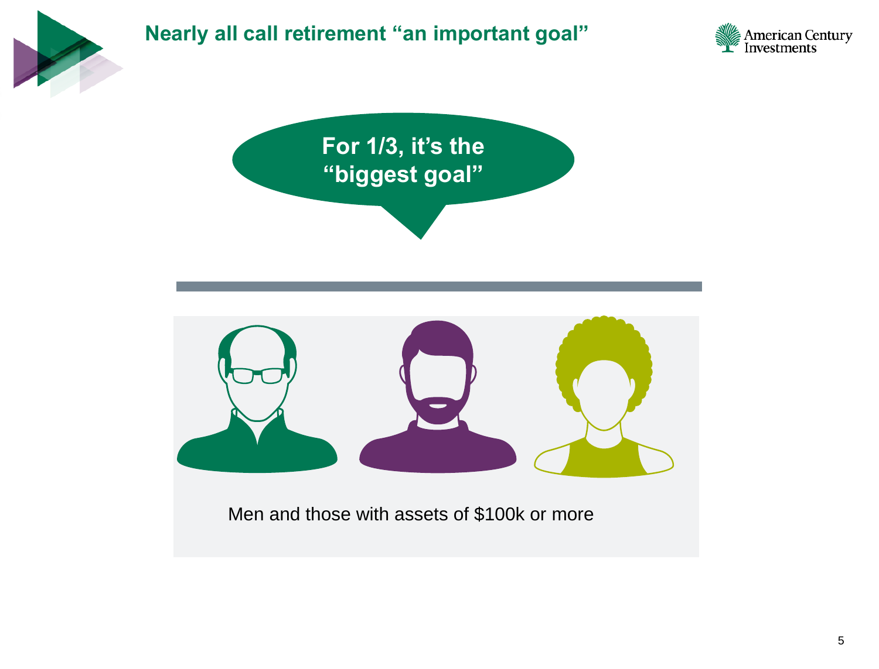# Nearly all call retirement "an important goal"

**For 1/3, it's the "biggest goal"**

Men and those with assets of $100k or more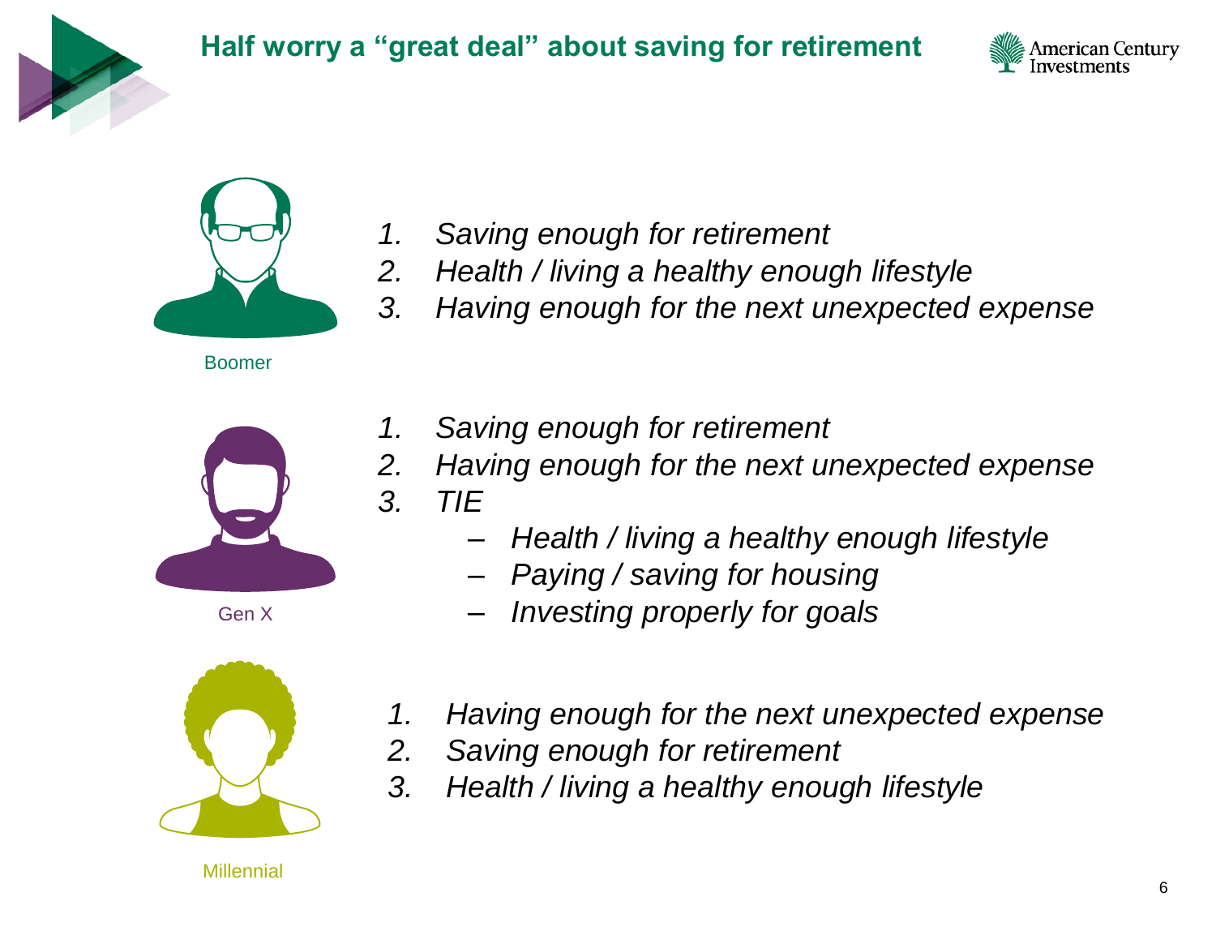# Half worry a "great deal" about saving for retirement

Boomer

1. *Saving enough for retirement*
2. *Health / living a healthy enough lifestyle*
3. *Having enough for the next unexpected expense*

Gen X

1. *Saving enough for retirement*
2. *Having enough for the next unexpected expense*
3. *TIE*
   - *Health / living a healthy enough lifestyle*
   - *Paying / saving for housing*
   - *Investing properly for goals*

Millennial

1. *Having enough for the next unexpected expense*
2. *Saving enough for retirement*
3. *Health / living a healthy enough lifestyle*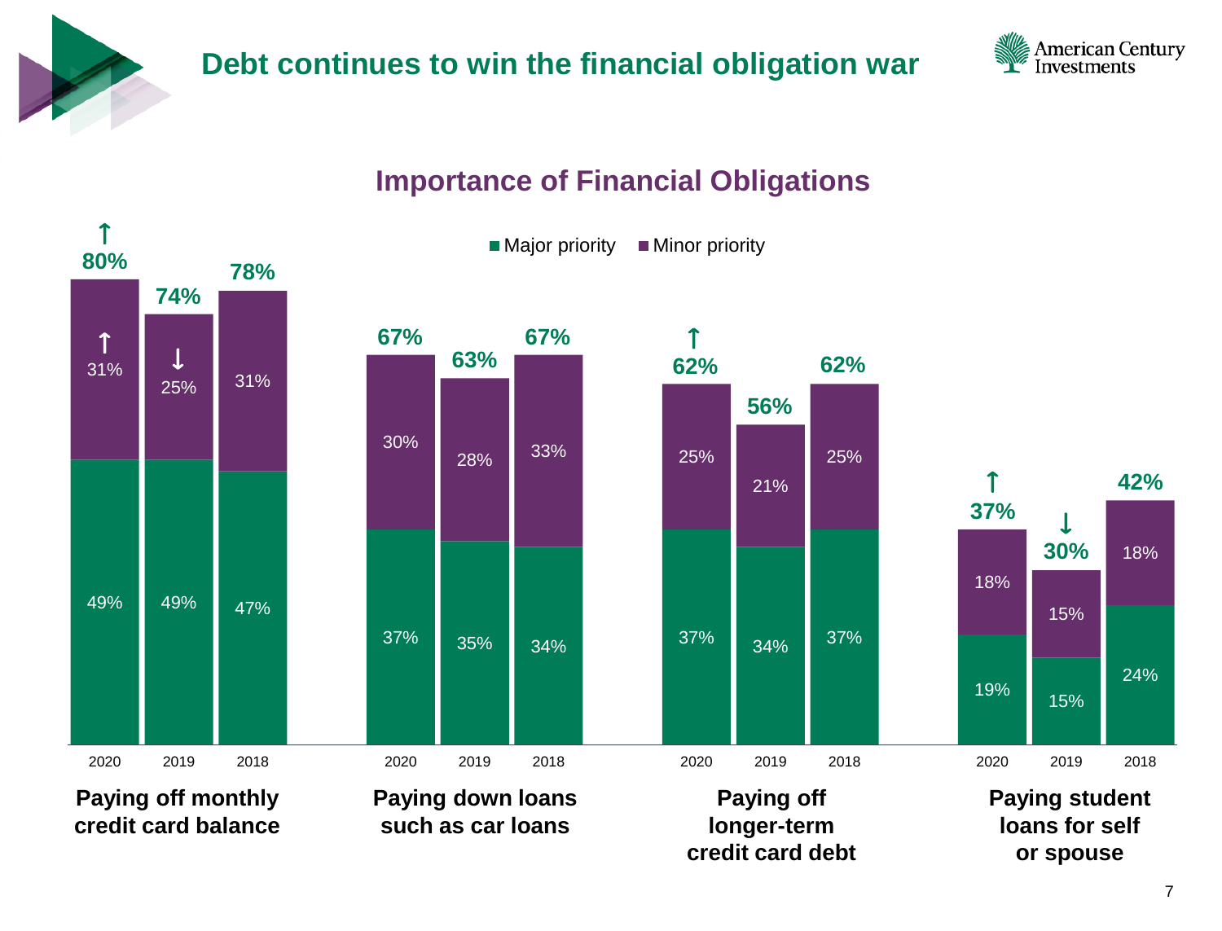# Debt continues to win the financial obligation war

## Importance of Financial Obligations

| Financial obligation | Year | Major priority | Minor priority | Total |
|---|---|---|---|---|
| Paying off monthly credit card balance | 2020 | 49% | 31% ↑ | 80% ↑ |
| | 2019 | 49% | 25% ↓ | 74% |
| | 2018 | 47% | 31% | 78% |
| Paying down loans such as car loans | 2020 | 37% | 30% | 67% |
| | 2019 | 35% | 28% | 63% |
| | 2018 | 34% | 33% | 67% |
| Paying off longer-term credit card debt | 2020 | 37% | 25% | 62% ↑ |
| | 2019 | 34% | 21% | 56% |
| | 2018 | 37% | 25% | 62% |
| Paying student loans for self or spouse | 2020 | 19% | 18% | 37% ↑ |
| | 2019 | 15% | 15% | 30% ↓ |
| | 2018 | 24% | 18% | 42% |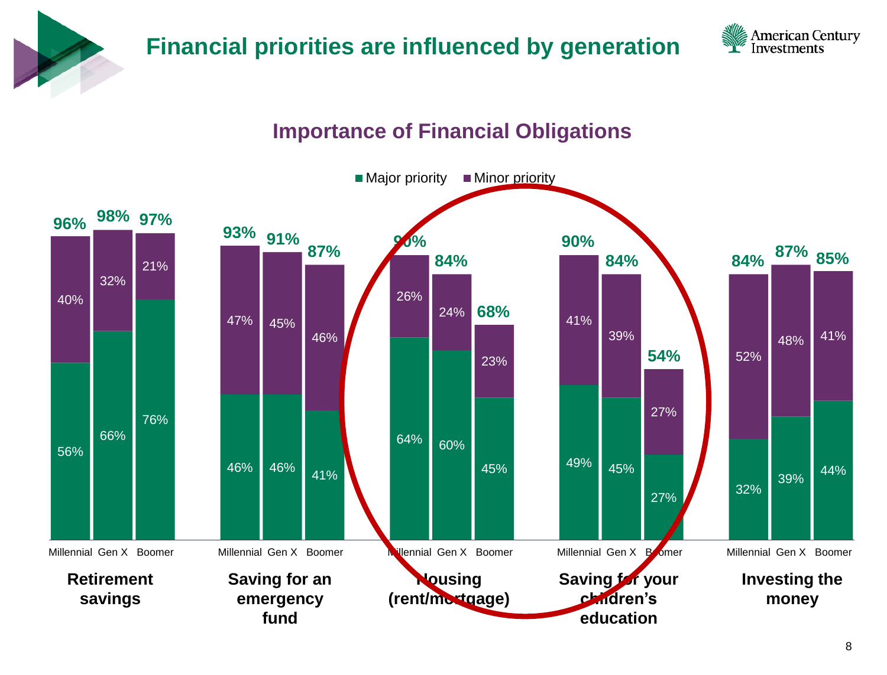# Financial priorities are influenced by generation

## Importance of Financial Obligations

| Category | Generation | Major priority | Minor priority | Total |
|---|---|---|---|---|
| Retirement savings | Millennial | 56% | 40% | 96% |
| | Gen X | 66% | 32% | 98% |
| | Boomer | 76% | 21% | 97% |
| Saving for an emergency fund | Millennial | 46% | 47% | 93% |
| | Gen X | 46% | 45% | 91% |
| | Boomer | 41% | 46% | 87% |
| Housing (rent/mortgage) | Millennial | 64% | 26% | 90% |
| | Gen X | 60% | 24% | 84% |
| | Boomer | 45% | 23% | 68% |
| Saving for your children's education | Millennial | 49% | 41% | 90% |
| | Gen X | 45% | 39% | 84% |
| | Boomer | 27% | 27% | 54% |
| Investing the money | Millennial | 32% | 52% | 84% |
| | Gen X | 39% | 48% | 87% |
| | Boomer | 44% | 41% | 85% |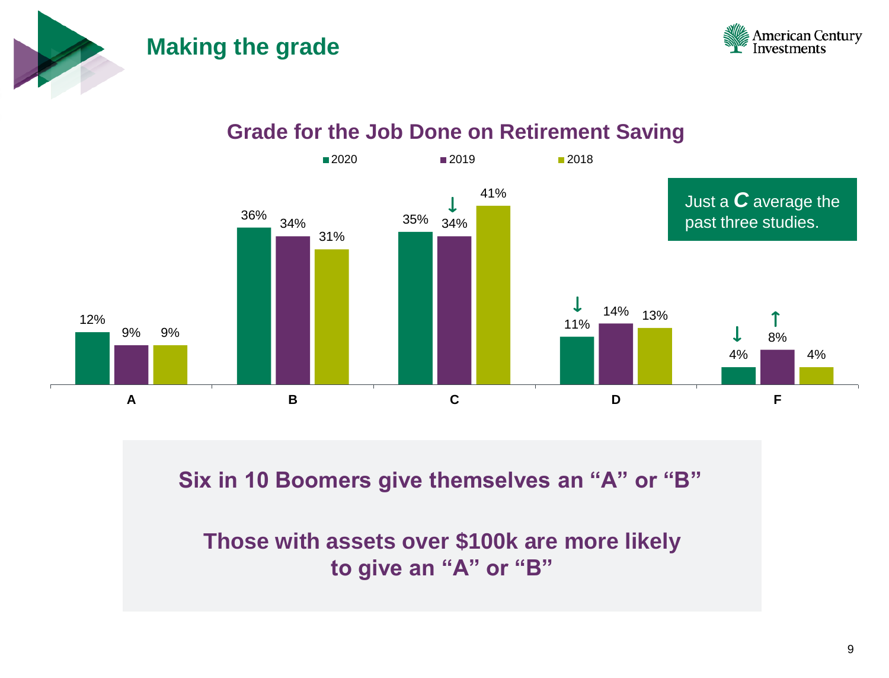# Making the grade

## Grade for the Job Done on Retirement Saving

| Grade | 2020 | 2019 | 2018 |
|---|---|---|---|
| A | 12% | 9% | 9% |
| B | 36% | 34% | 31% |
| C | 35% | 34% ↓ | 41% |
| D | 11% ↓ | 14% | 13% |
| F | 4% ↓ | 8% ↑ | 4% |

Just a ***C*** average the past three studies.

**Six in 10 Boomers give themselves an "A" or "B"**

**Those with assets over $100k are more likely to give an "A" or "B"**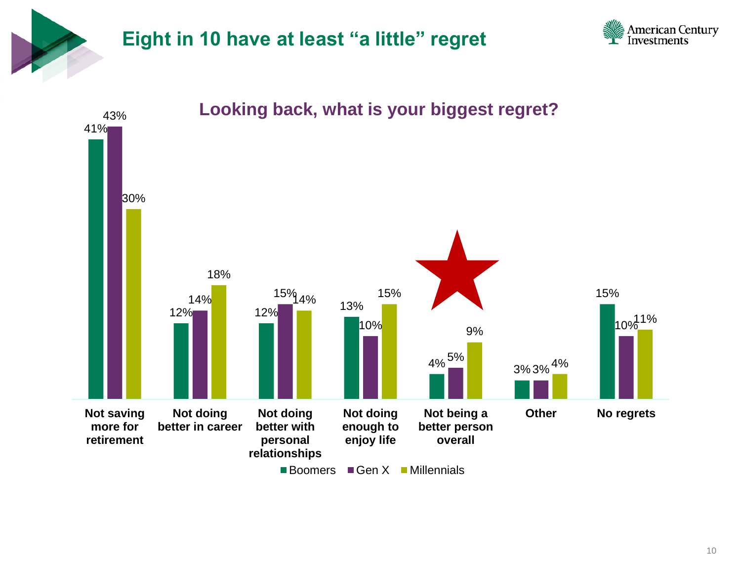# Eight in 10 have at least "a little" regret

## Looking back, what is your biggest regret?

| | Boomers | Gen X | Millennials |
| --- | --- | --- | --- |
| Not saving more for retirement | 41% | 43% | 30% |
| Not doing better in career | 12% | 14% | 18% |
| Not doing better with personal relationships | 12% | 15% | 14% |
| Not doing enough to enjoy life | 13% | 10% | 15% |
| Not being a better person overall | 4% | 5% | 9% |
| Other | 3% | 3% | 4% |
| No regrets | 15% | 10% | 11% |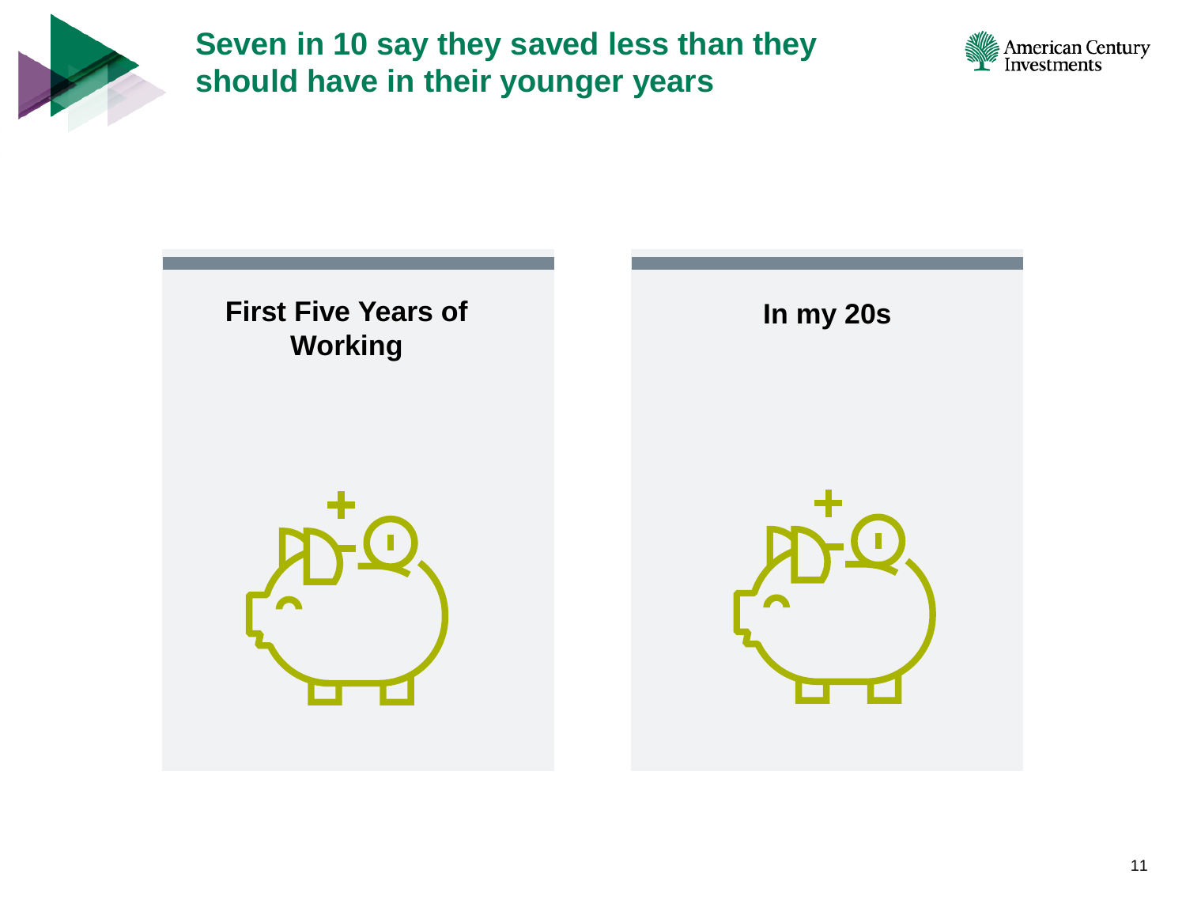# Seven in 10 say they saved less than they should have in their younger years

**First Five Years of Working**

**In my 20s**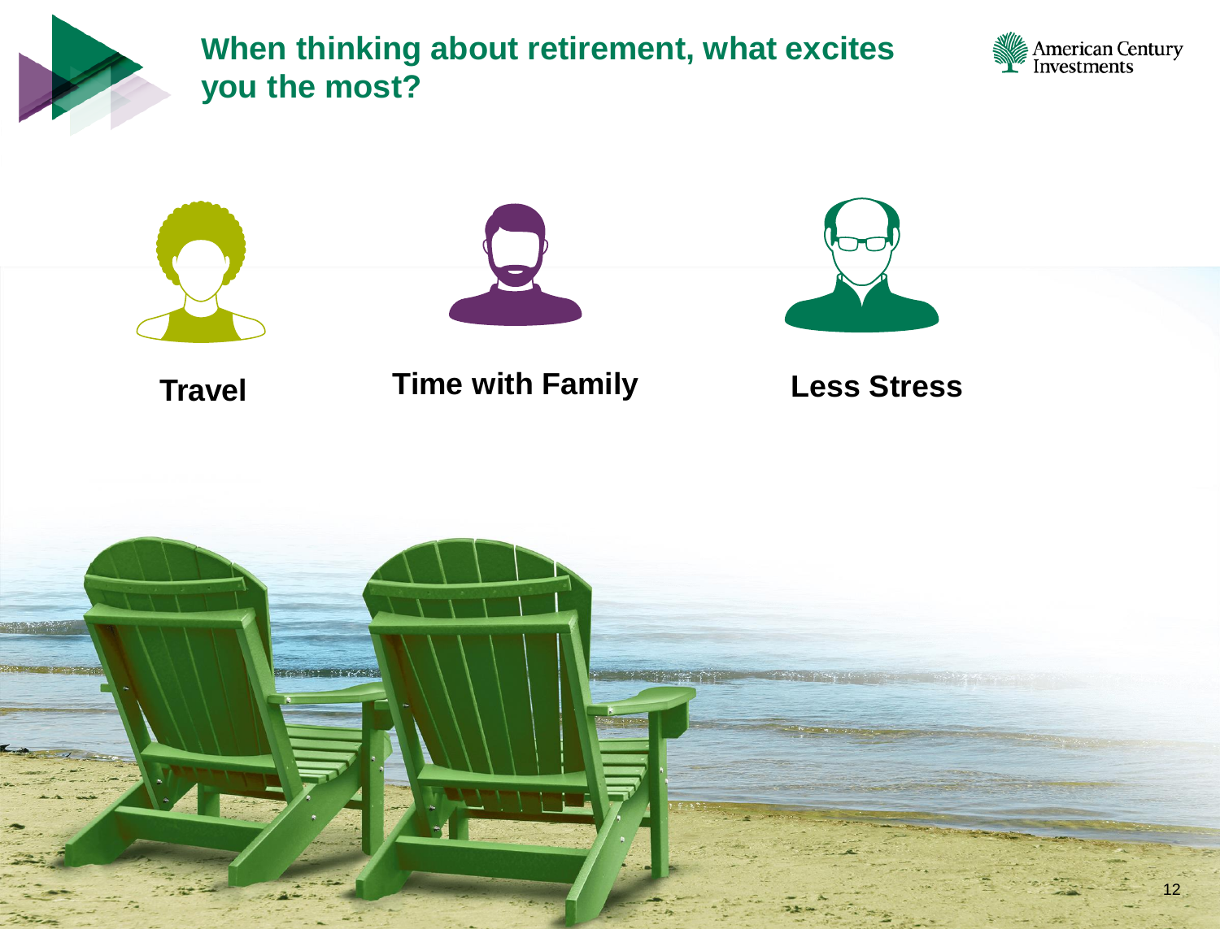# When thinking about retirement, what excites you the most?

**Travel**

**Time with Family**

**Less Stress**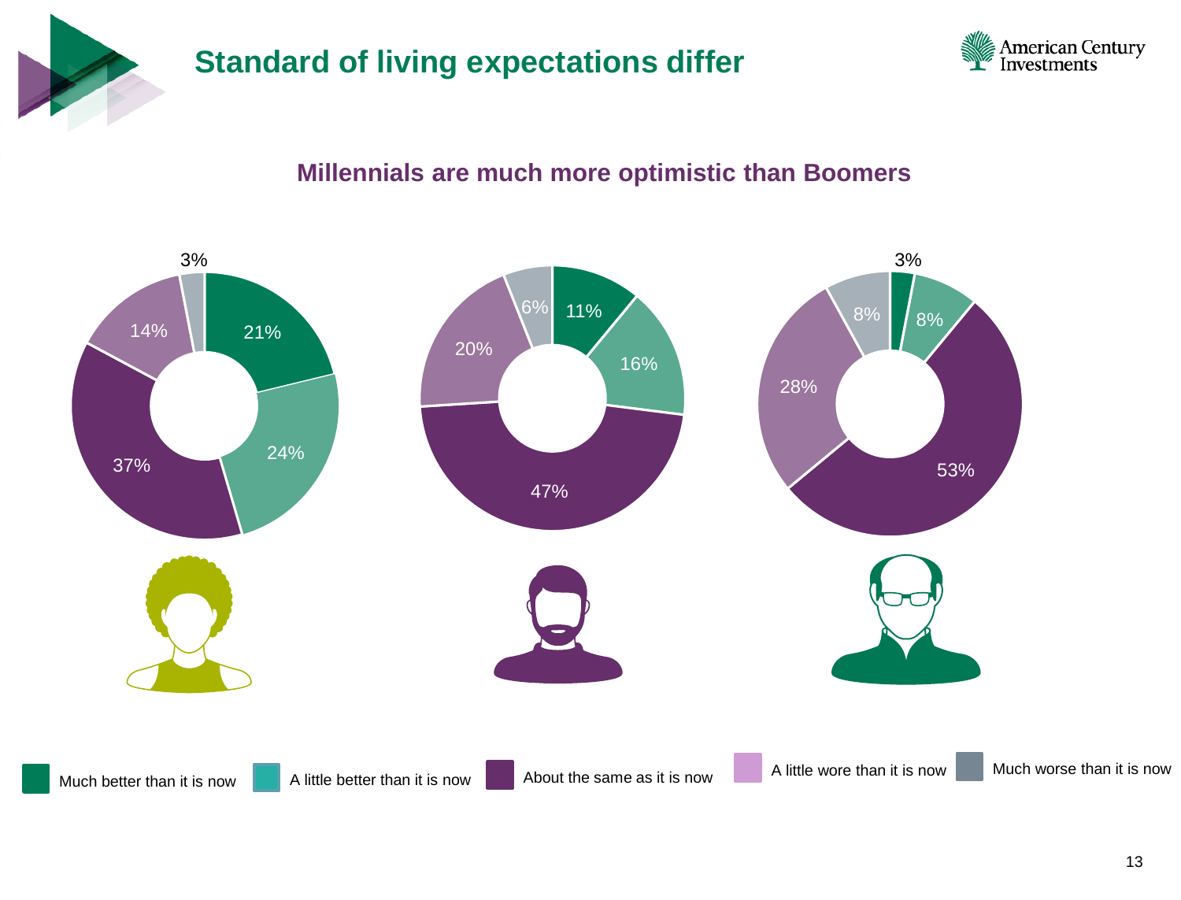# Standard of living expectations differ

## Millennials are much more optimistic than Boomers

| | Much better than it is now | A little better than it is now | About the same as it is now | A little wore than it is now | Much worse than it is now |
|---|---|---|---|---|---|
| Millennials | 21% | 24% | 37% | 14% | 3% |
| Gen X | 11% | 16% | 47% | 20% | 6% |
| Boomers | 3% | 8% | 53% | 28% | 8% |

Much better than it is now · A little better than it is now · About the same as it is now · A little wore than it is now · Much worse than it is now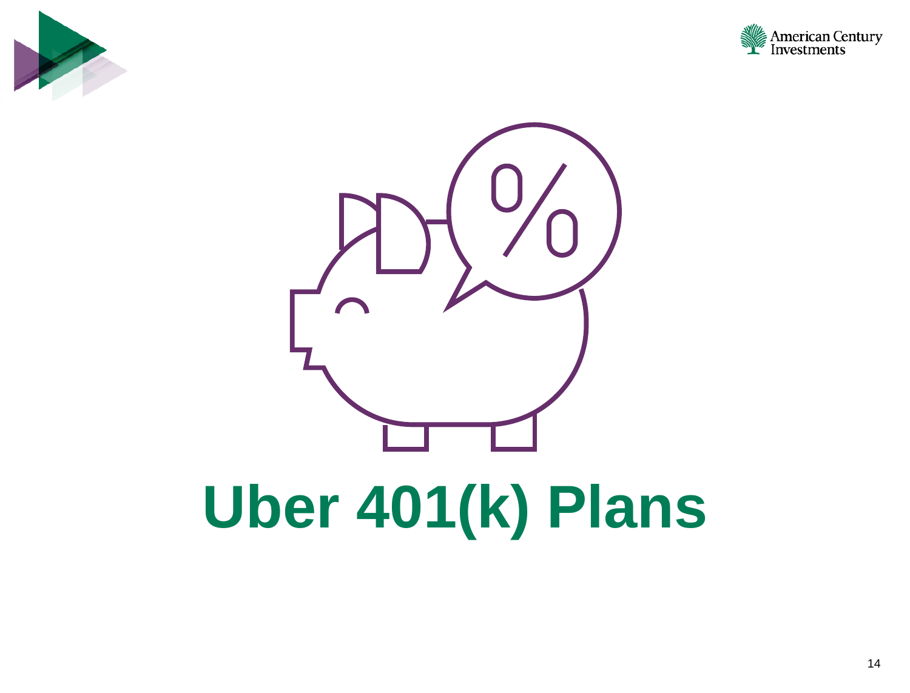# Uber 401(k) Plans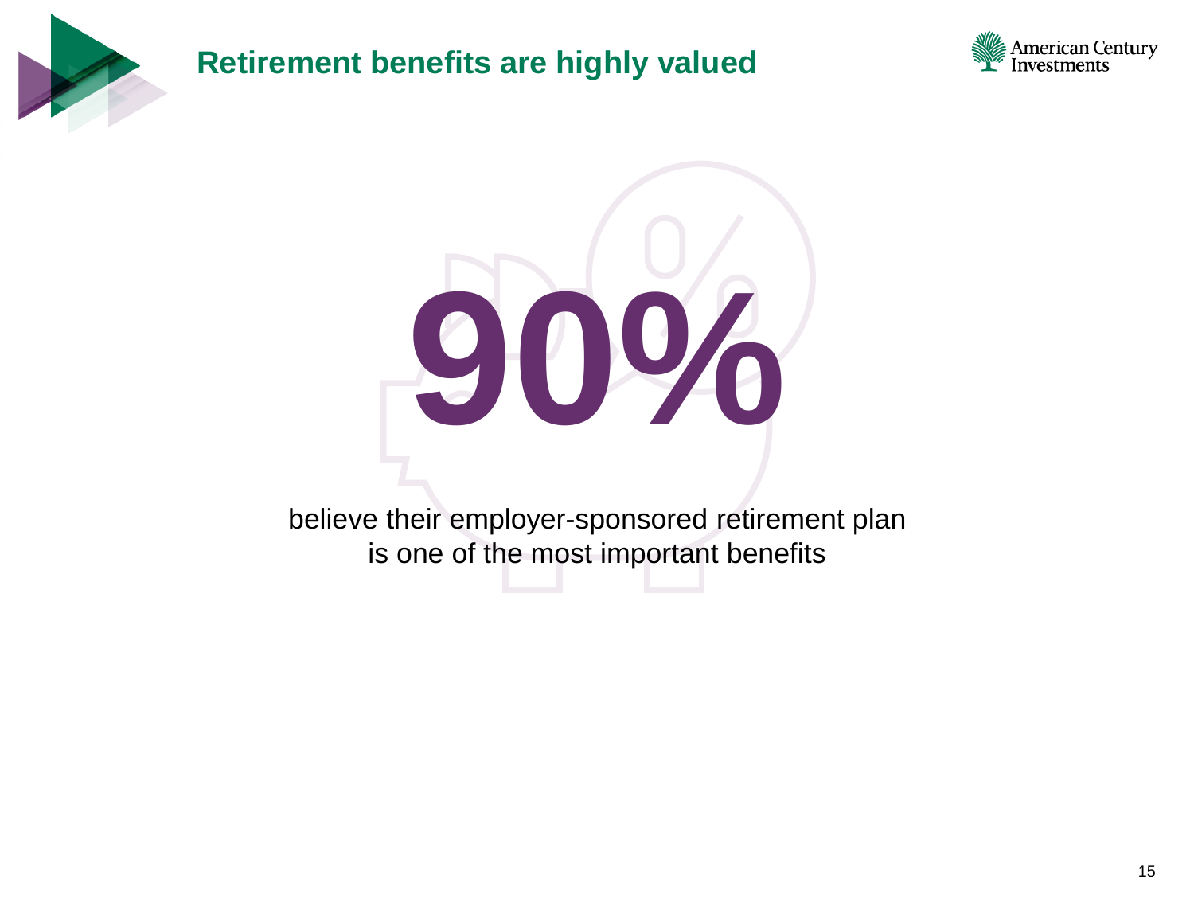# Retirement benefits are highly valued

**90%**

believe their employer-sponsored retirement plan is one of the most important benefits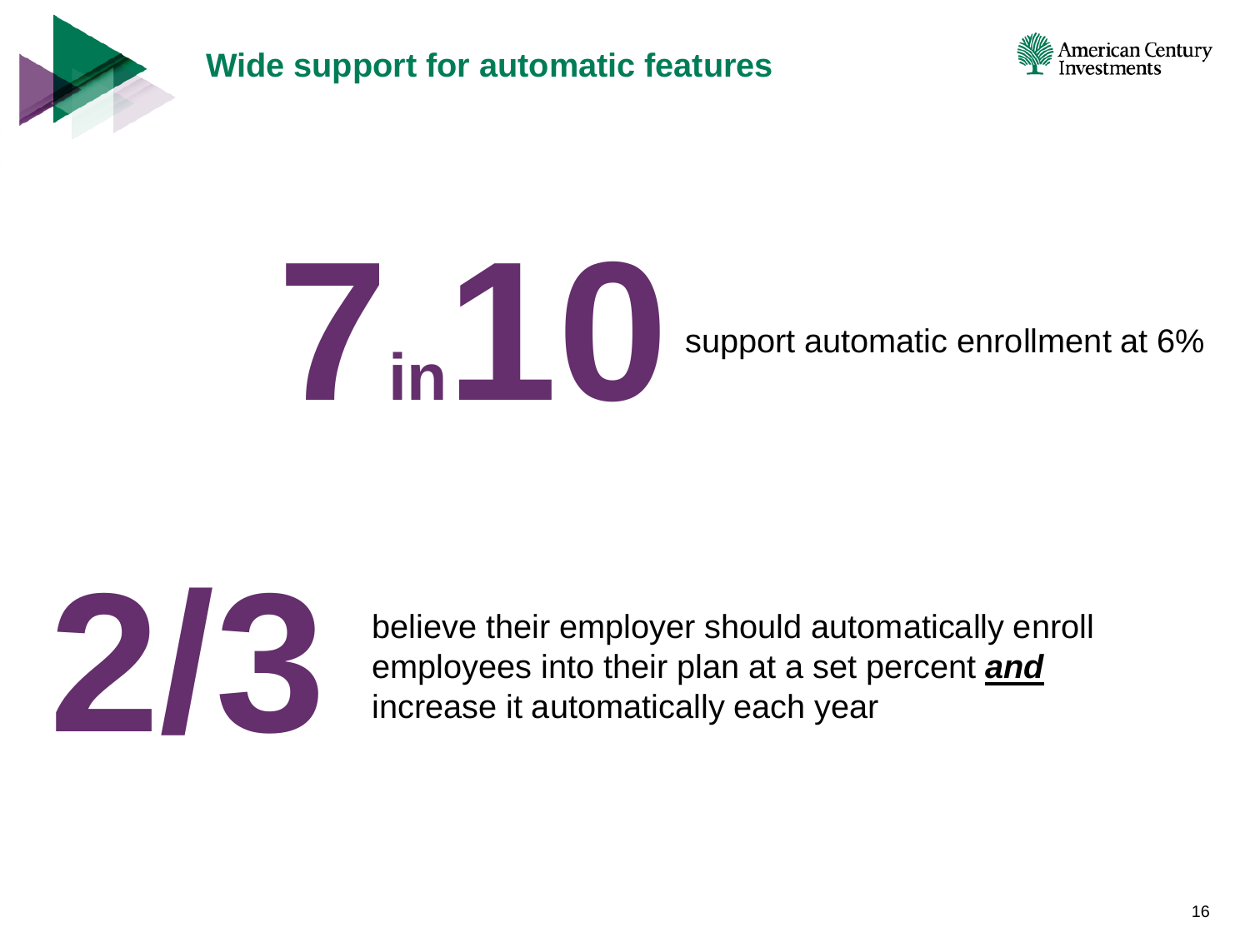# Wide support for automatic features

**7 in 10** support automatic enrollment at 6%

**2/3** believe their employer should automatically enroll employees into their plan at a set percent ***and*** increase it automatically each year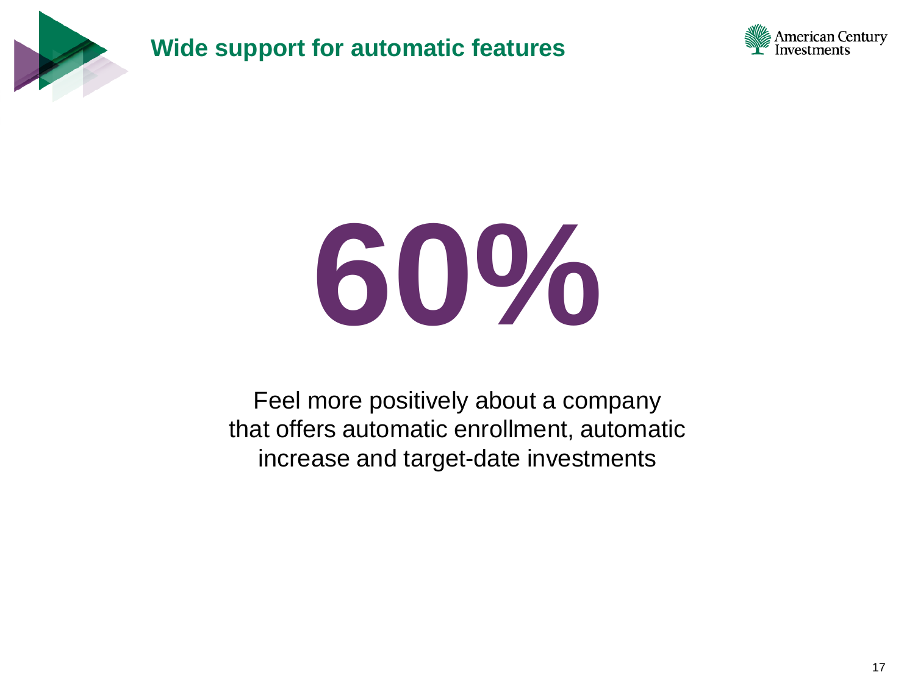## Wide support for automatic features

# 60%

Feel more positively about a company that offers automatic enrollment, automatic increase and target-date investments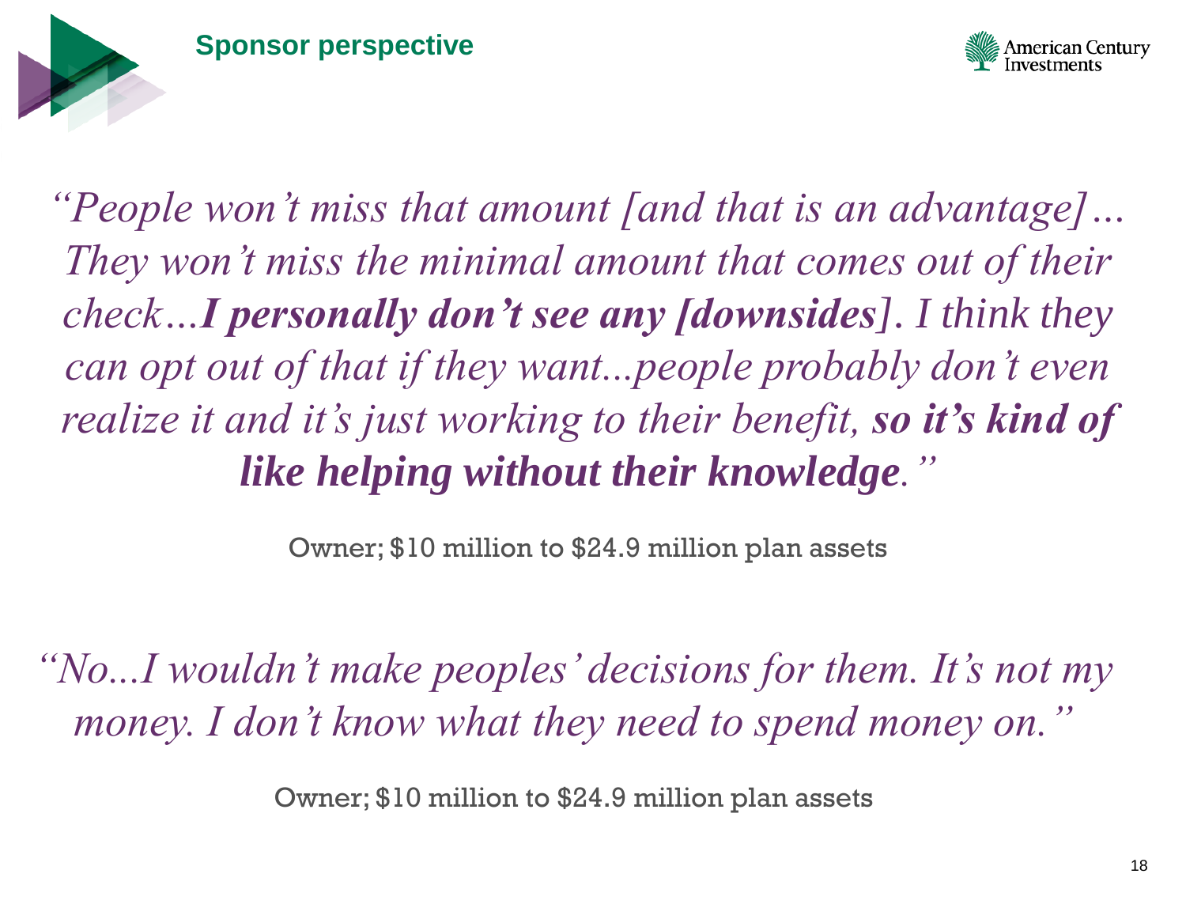## Sponsor perspective

*"People won't miss that amount [and that is an advantage]… They won't miss the minimal amount that comes out of their check…**I personally don't see any [downsides]**. I think they can opt out of that if they want...people probably don't even realize it and it's just working to their benefit, **so it's kind of like helping without their knowledge**."*

Owner; $10 million to $24.9 million plan assets

*"No...I wouldn't make peoples' decisions for them. It's not my money. I don't know what they need to spend money on."*

Owner; $10 million to $24.9 million plan assets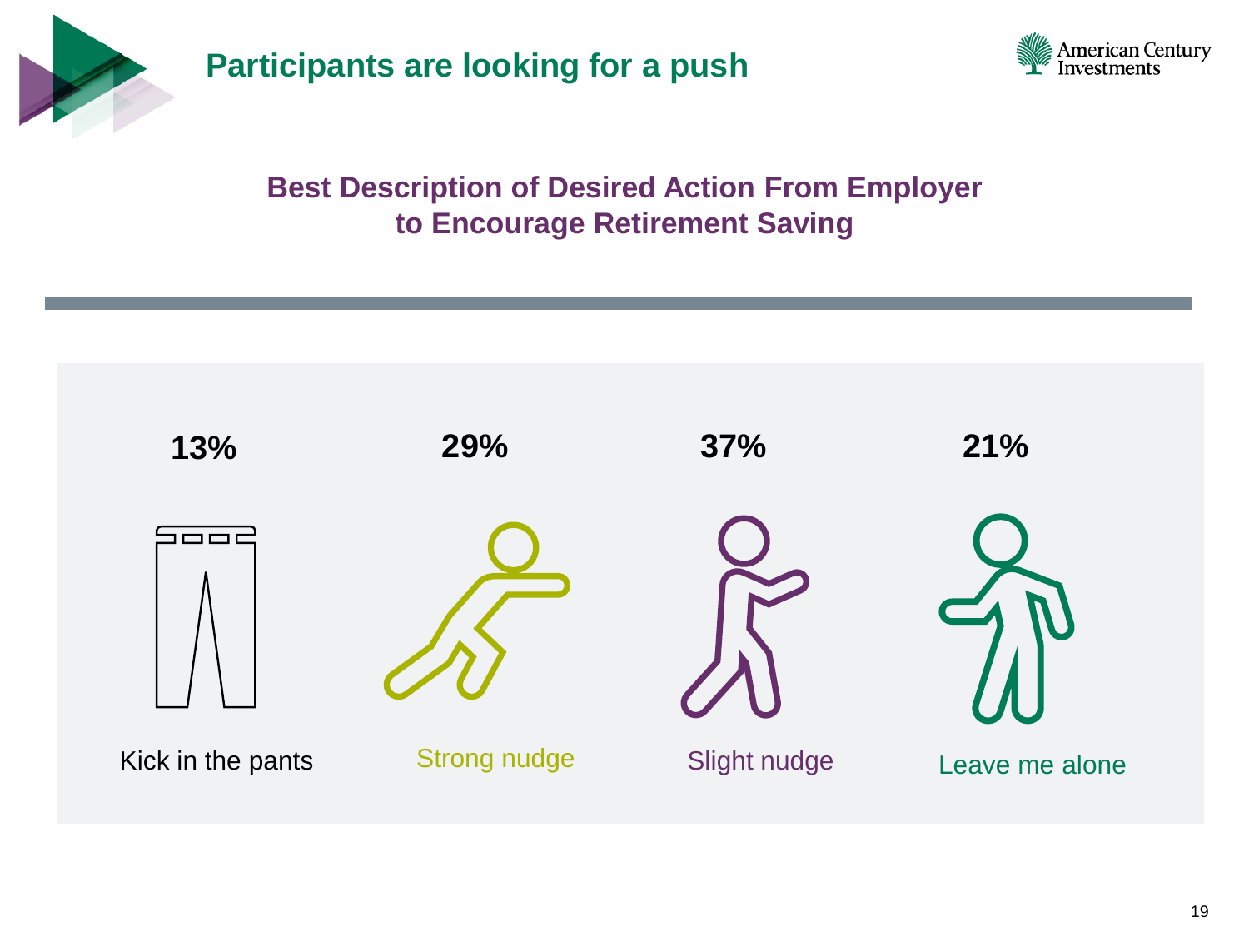# Participants are looking for a push

## Best Description of Desired Action From Employer to Encourage Retirement Saving

| Kick in the pants | Strong nudge | Slight nudge | Leave me alone |
|---|---|---|---|
| 13% | 29% | 37% | 21% |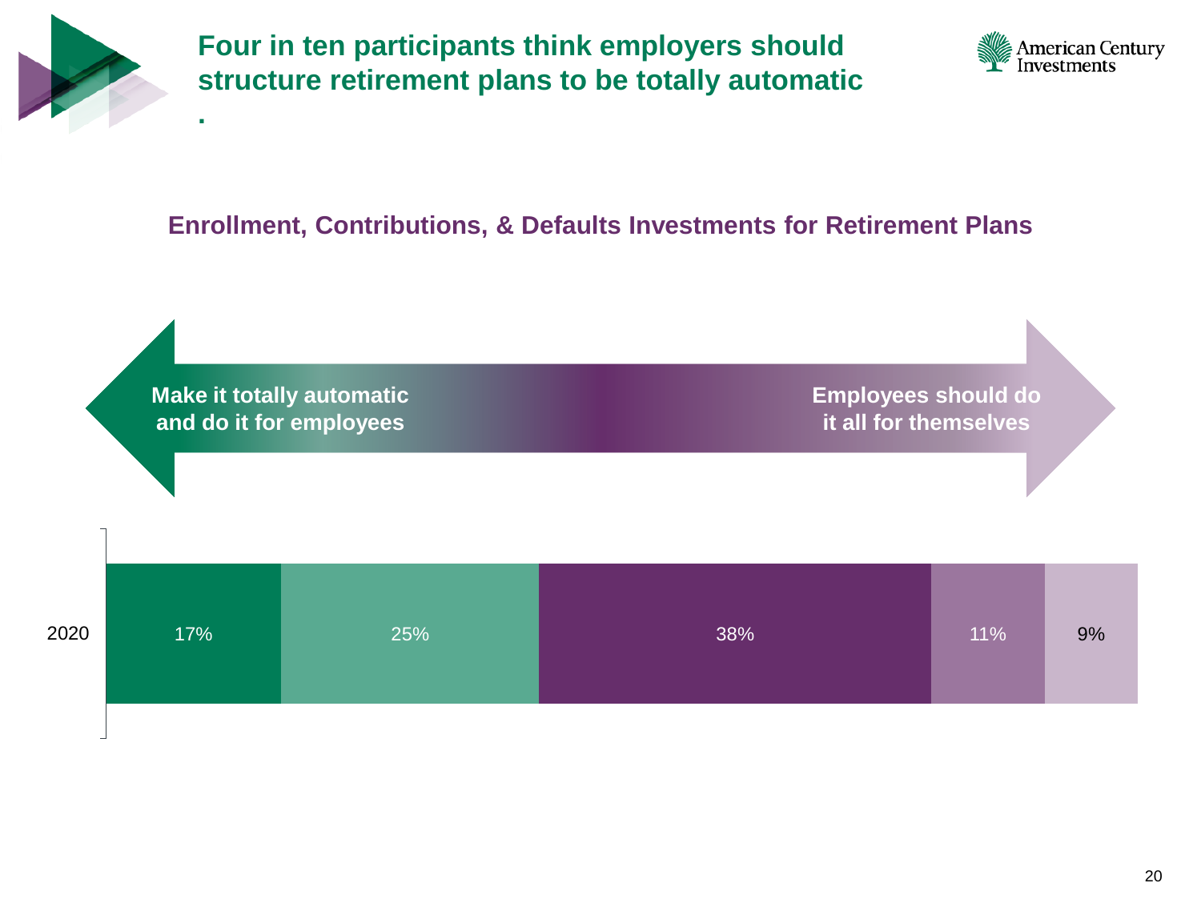# Four in ten participants think employers should structure retirement plans to be totally automatic

.

## Enrollment, Contributions, & Defaults Investments for Retirement Plans

Make it totally automatic and do it for employees ← → Employees should do it all for themselves

| | | | | | |
|---|---|---|---|---|---|
| 2020 | 17% | 25% | 38% | 11% | 9% |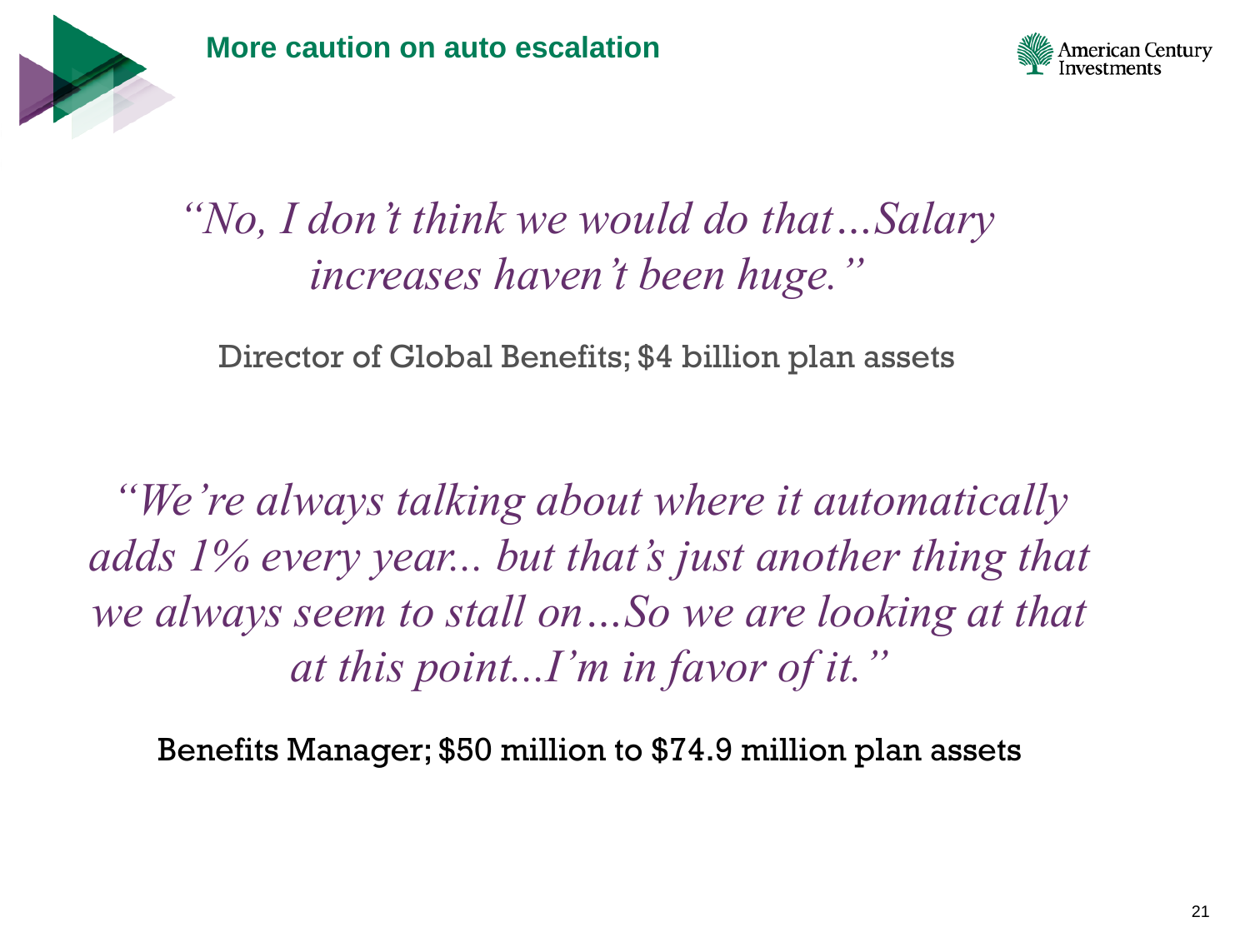## More caution on auto escalation

*"No, I don't think we would do that…Salary increases haven't been huge."*

Director of Global Benefits; $4 billion plan assets

*"We're always talking about where it automatically adds 1% every year... but that's just another thing that we always seem to stall on…So we are looking at that at this point...I'm in favor of it."*

Benefits Manager; $50 million to $74.9 million plan assets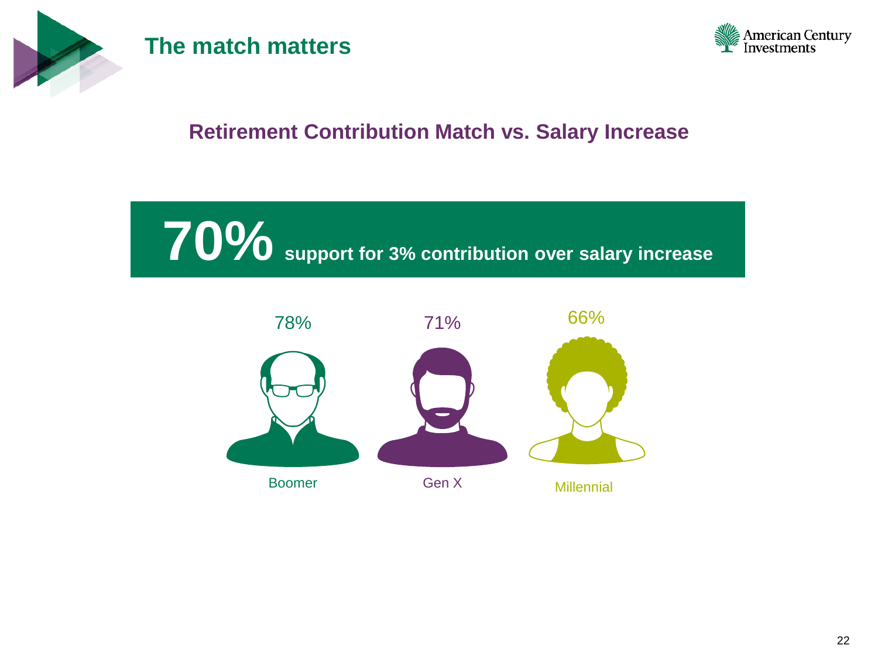# The match matters

## Retirement Contribution Match vs. Salary Increase

**70%** **support for 3% contribution over salary increase**

| Boomer | Gen X | Millennial |
| --- | --- | --- |
| 78% | 71% | 66% |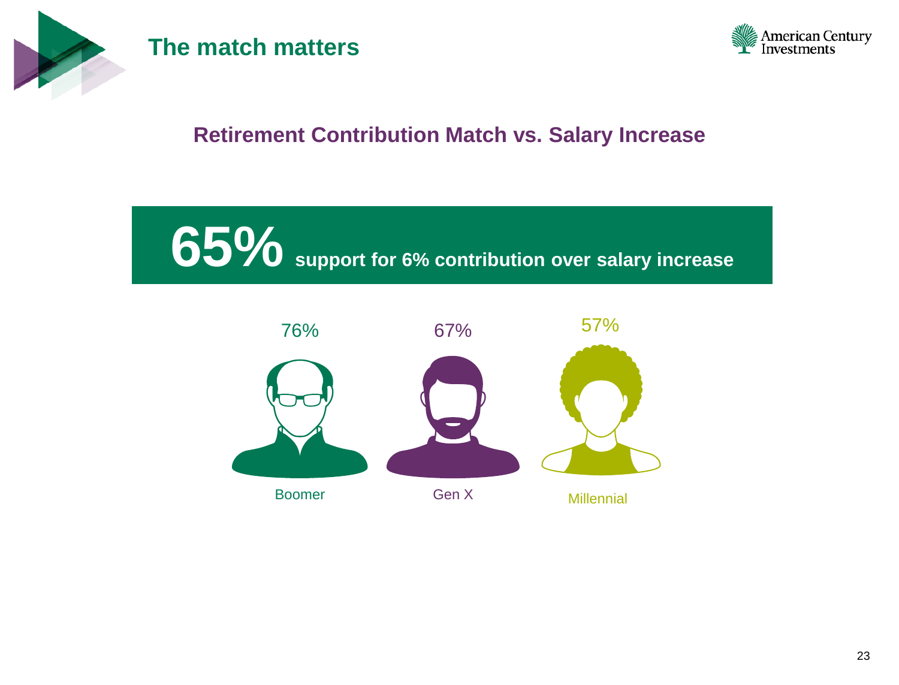# The match matters

## Retirement Contribution Match vs. Salary Increase

**65%** **support for 6% contribution over salary increase**

| Boomer | Gen X | Millennial |
|---|---|---|
| 76% | 67% | 57% |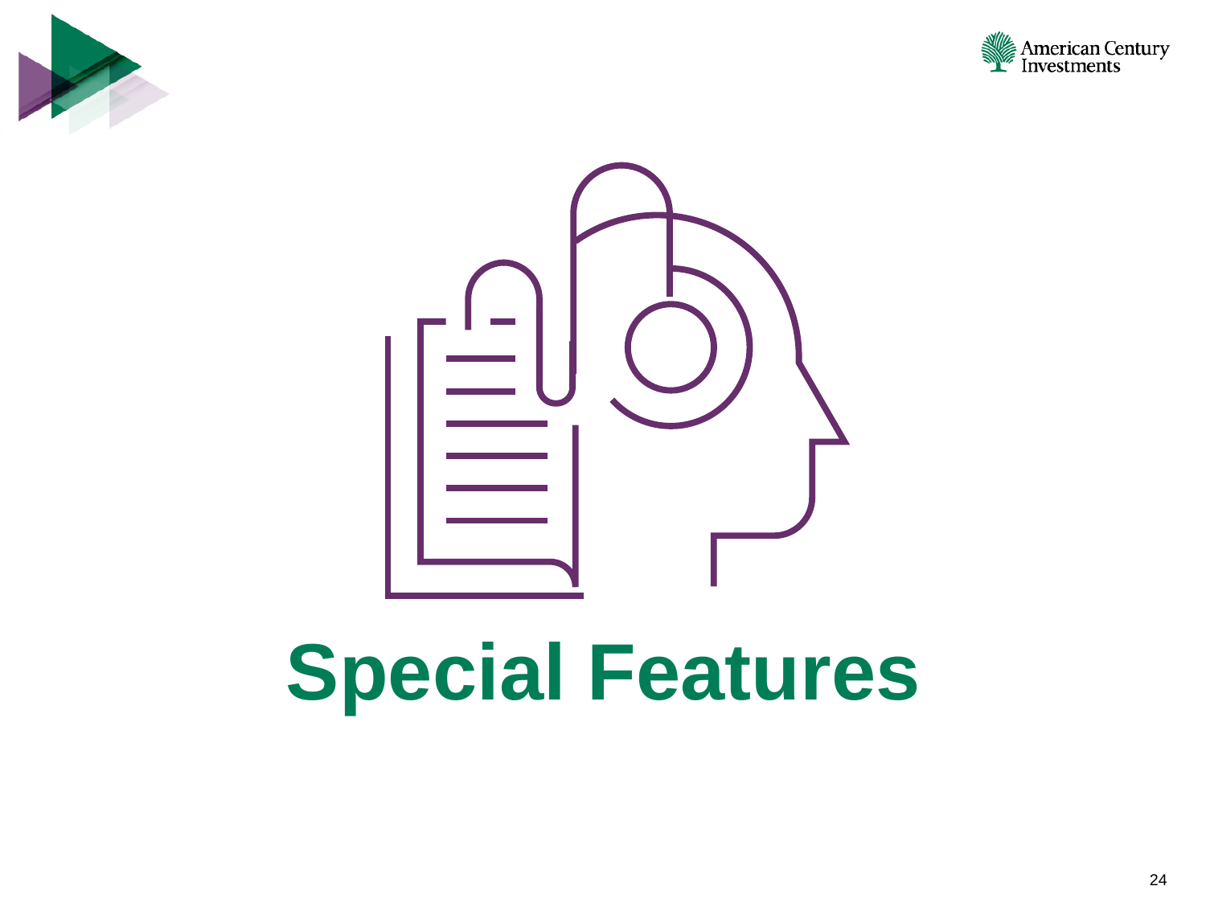# Special Features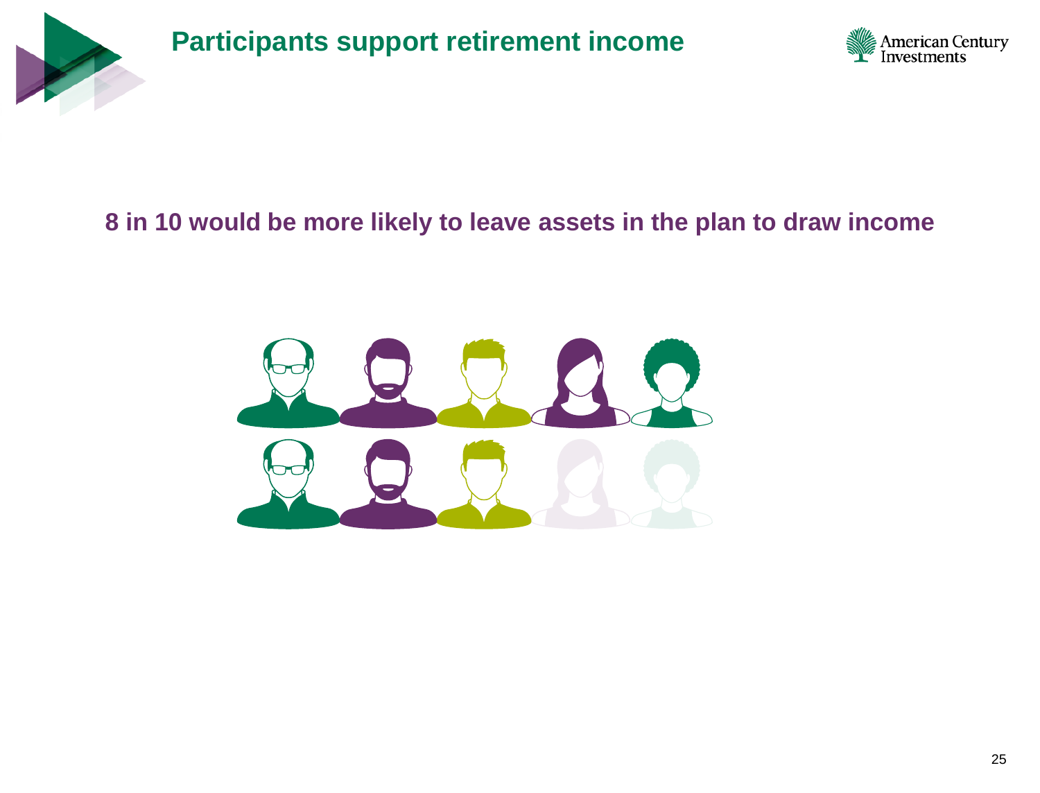# Participants support retirement income

## 8 in 10 would be more likely to leave assets in the plan to draw income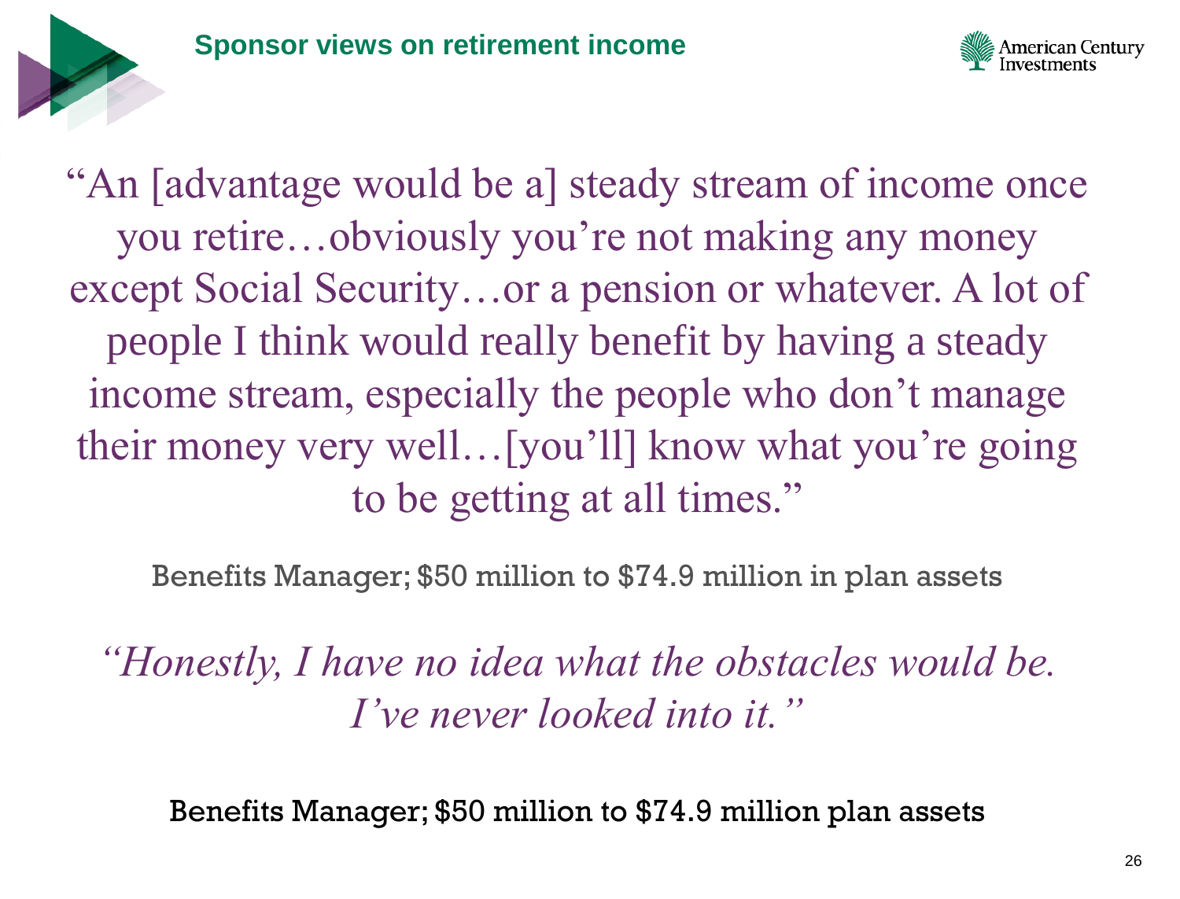## Sponsor views on retirement income

"An [advantage would be a] steady stream of income once you retire…obviously you're not making any money except Social Security…or a pension or whatever. A lot of people I think would really benefit by having a steady income stream, especially the people who don't manage their money very well…[you'll] know what you're going to be getting at all times."

Benefits Manager; $50 million to $74.9 million in plan assets

*"Honestly, I have no idea what the obstacles would be. I've never looked into it."*

Benefits Manager; $50 million to $74.9 million plan assets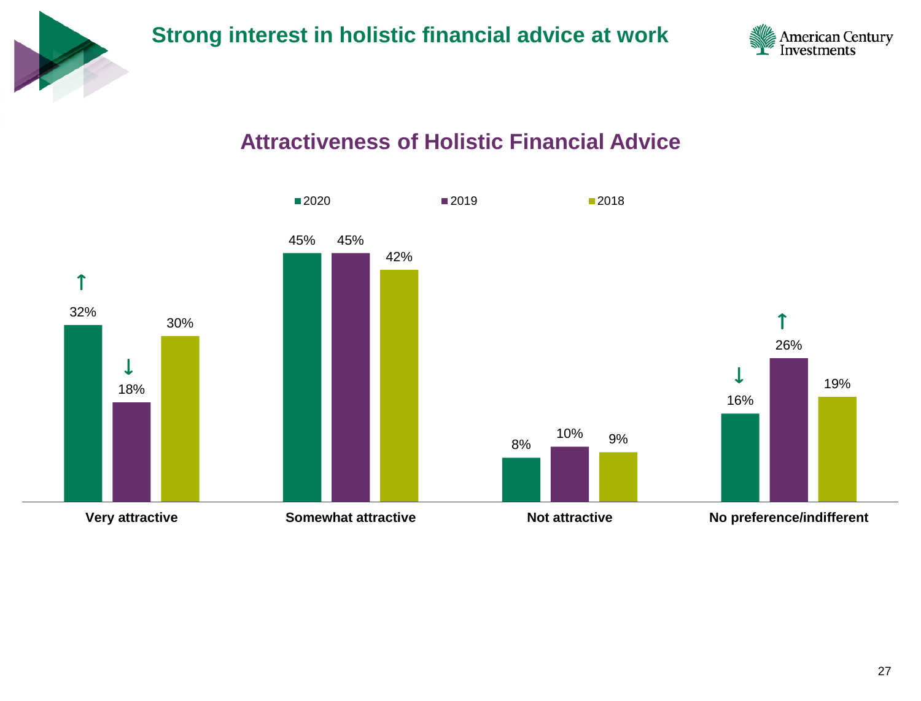# Strong interest in holistic financial advice at work

## Attractiveness of Holistic Financial Advice

| | 2020 | 2019 | 2018 |
|---|---|---|---|
| Very attractive | 32% ↑ | 18% ↓ | 30% |
| Somewhat attractive | 45% | 45% | 42% |
| Not attractive | 8% | 10% | 9% |
| No preference/indifferent | 16% ↓ | 26% ↑ | 19% |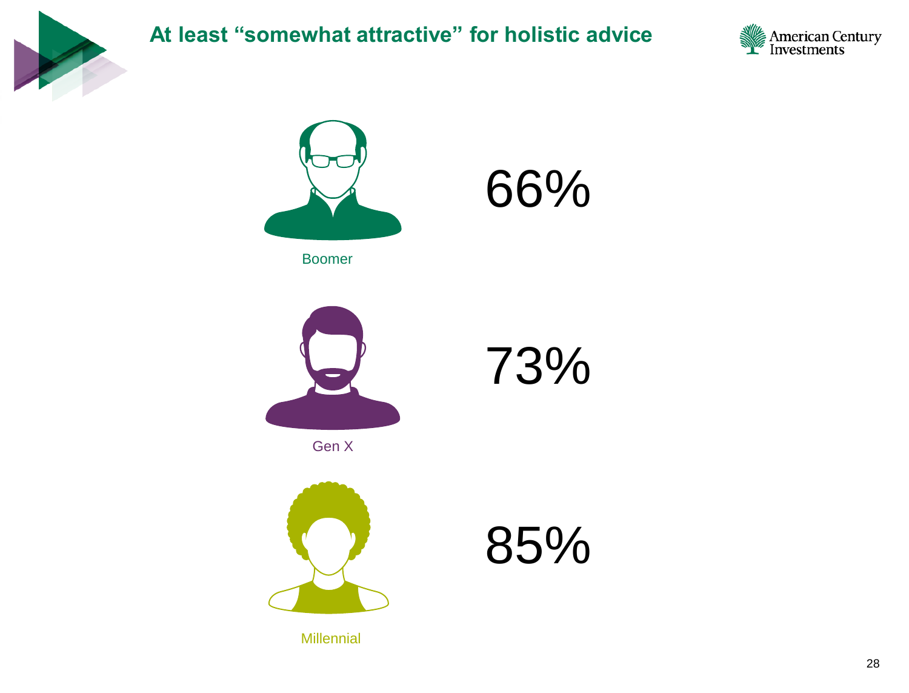# At least "somewhat attractive" for holistic advice

| Generation | Percentage |
| --- | --- |
| Boomer | 66% |
| Gen X | 73% |
| Millennial | 85% |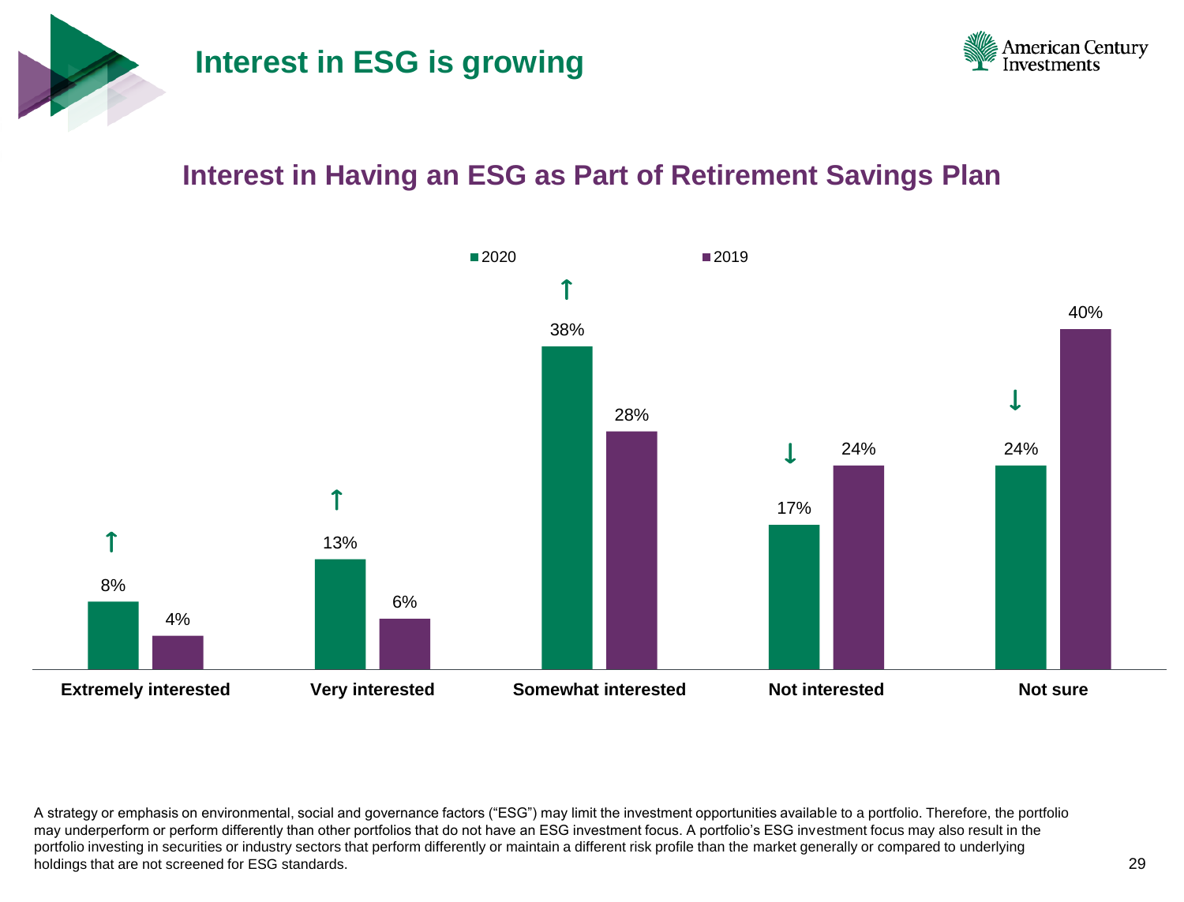# Interest in ESG is growing

## Interest in Having an ESG as Part of Retirement Savings Plan

| | 2020 | 2019 |
|---|---|---|
| Extremely interested | 8% ↑ | 4% |
| Very interested | 13% ↑ | 6% |
| Somewhat interested | 38% ↑ | 28% |
| Not interested | 17% ↓ | 24% |
| Not sure | 24% ↓ | 40% |

A strategy or emphasis on environmental, social and governance factors ("ESG") may limit the investment opportunities available to a portfolio. Therefore, the portfolio may underperform or perform differently than other portfolios that do not have an ESG investment focus. A portfolio's ESG investment focus may also result in the portfolio investing in securities or industry sectors that perform differently or maintain a different risk profile than the market generally or compared to underlying holdings that are not screened for ESG standards.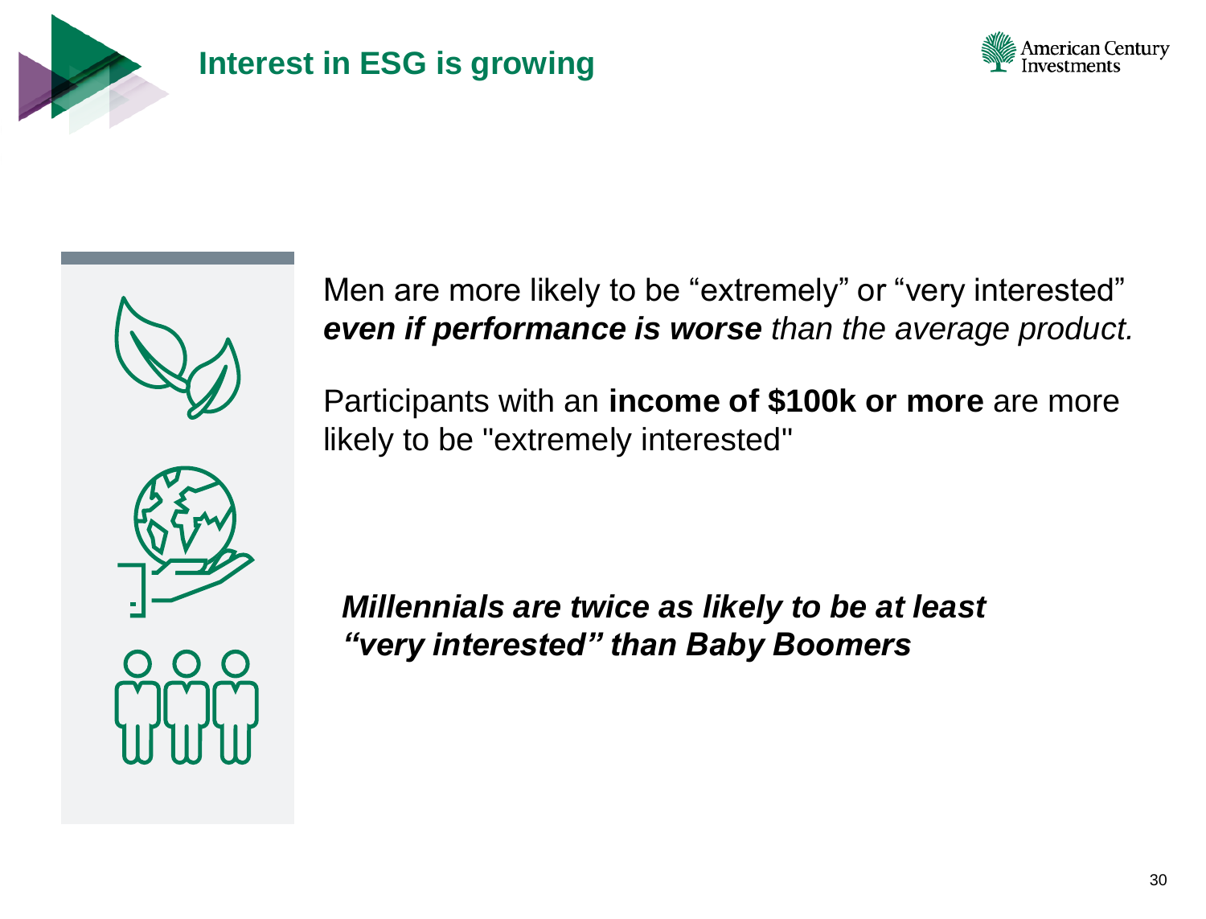# Interest in ESG is growing

Men are more likely to be “extremely” or “very interested” ***even if performance is worse*** *than the average product.*

Participants with an **income of $100k or more** are more likely to be "extremely interested"

***Millennials are twice as likely to be at least “very interested” than Baby Boomers***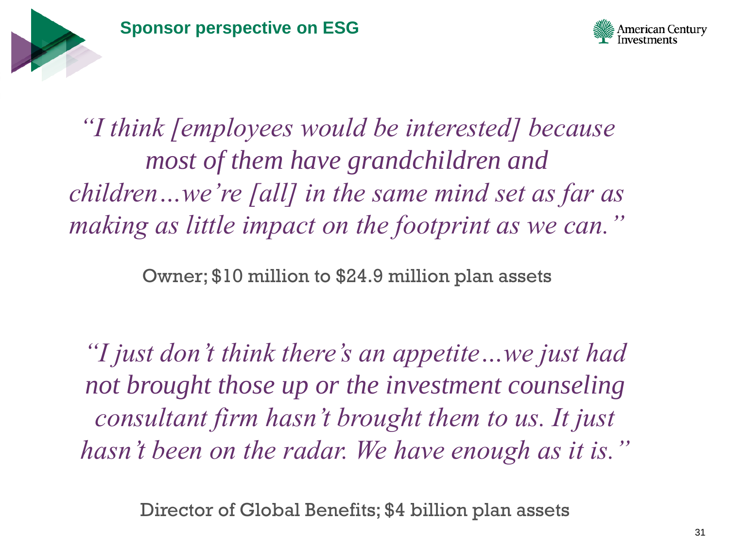## Sponsor perspective on ESG

*"I think [employees would be interested] because most of them have grandchildren and children…we're [all] in the same mind set as far as making as little impact on the footprint as we can."*

Owner; $10 million to $24.9 million plan assets

*"I just don't think there's an appetite…we just had not brought those up or the investment counseling consultant firm hasn't brought them to us. It just hasn't been on the radar. We have enough as it is."*

Director of Global Benefits; $4 billion plan assets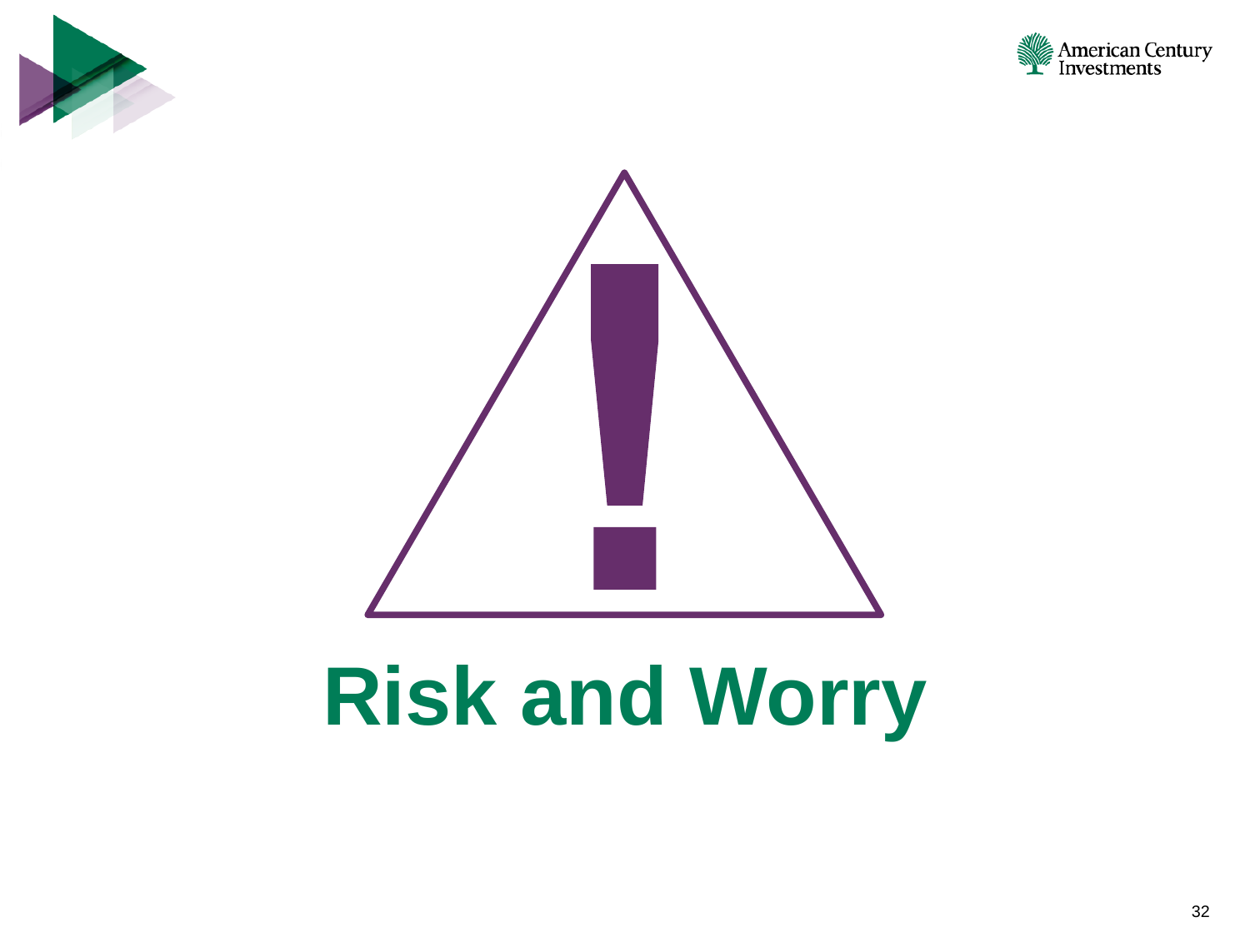# Risk and Worry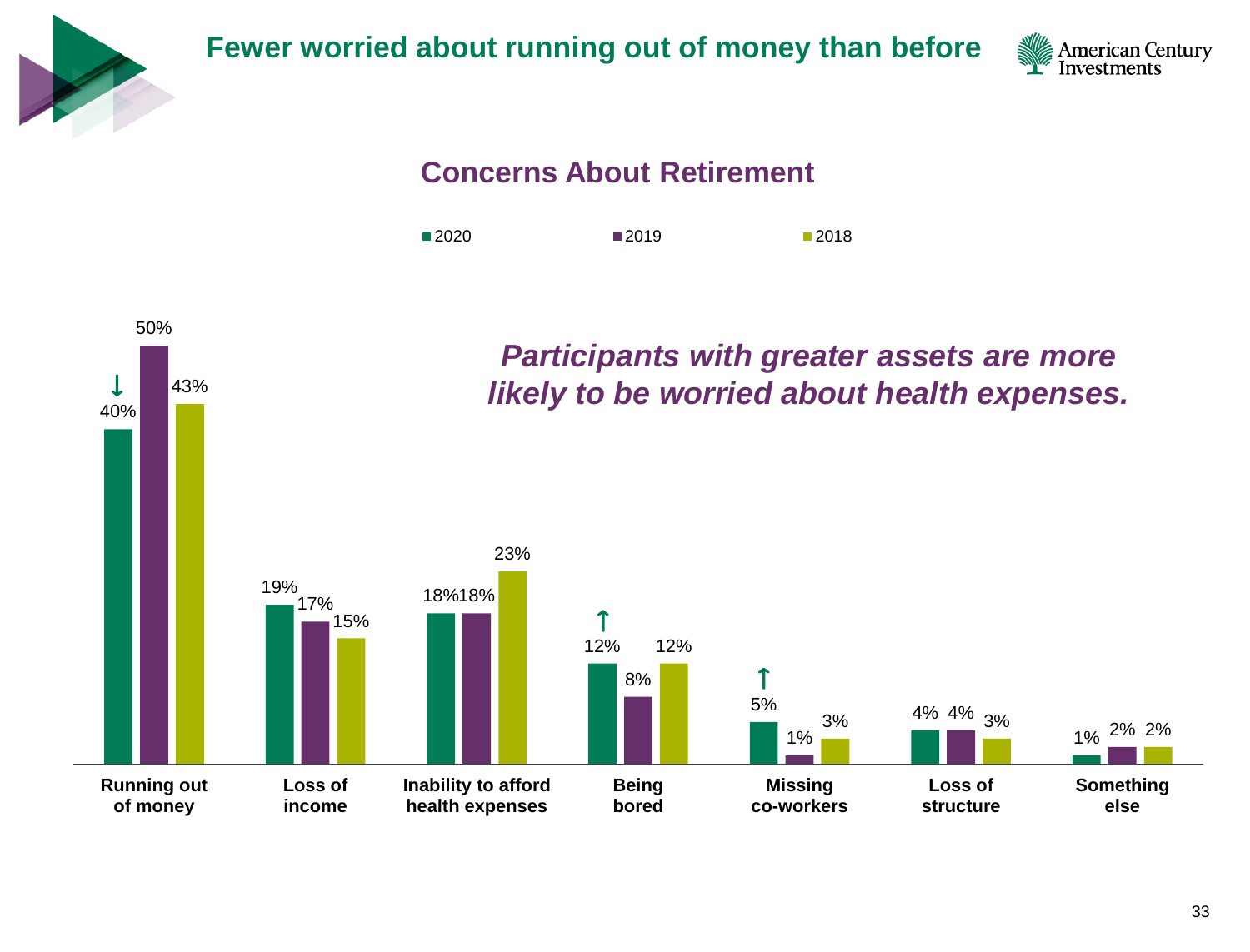# Fewer worried about running out of money than before

## Concerns About Retirement

| Concern | 2020 | 2019 | 2018 |
|---|---|---|---|
| Running out of money | 40% ↓ | 50% | 43% |
| Loss of income | 19% | 17% | 15% |
| Inability to afford health expenses | 18% | 18% | 23% |
| Being bored | 12% ↑ | 8% | 12% |
| Missing co-workers | 5% ↑ | 1% | 3% |
| Loss of structure | 4% | 4% | 3% |
| Something else | 1% | 2% | 2% |

***Participants with greater assets are more likely to be worried about health expenses.***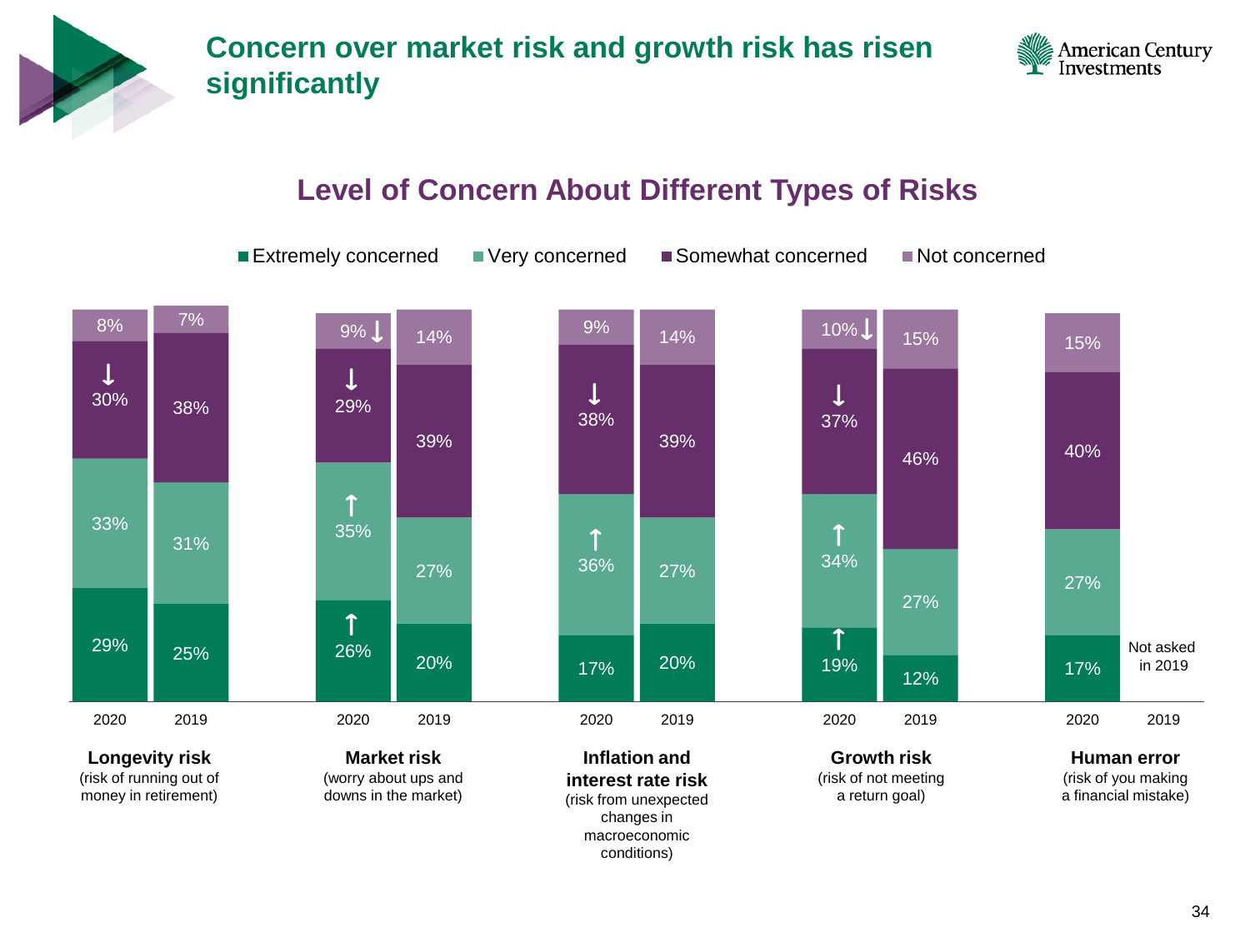# Concern over market risk and growth risk has risen significantly

## Level of Concern About Different Types of Risks

| Risk | Year | Extremely concerned | Very concerned | Somewhat concerned | Not concerned |
|---|---|---|---|---|---|
| **Longevity risk** (risk of running out of money in retirement) | 2020 | 29% | 33% | 30% ↓ | 8% |
| | 2019 | 25% | 31% | 38% | 7% |
| **Market risk** (worry about ups and downs in the market) | 2020 | 26% ↑ | 35% ↑ | 29% ↓ | 9% ↓ |
| | 2019 | 20% | 27% | 39% | 14% |
| **Inflation and interest rate risk** (risk from unexpected changes in macroeconomic conditions) | 2020 | 17% | 36% ↑ | 38% ↓ | 9% |
| | 2019 | 20% | 27% | 39% | 14% |
| **Growth risk** (risk of not meeting a return goal) | 2020 | 19% ↑ | 34% ↑ | 37% ↓ | 10% ↓ |
| | 2019 | 12% | 27% | 46% | 15% |
| **Human error** (risk of you making a financial mistake) | 2020 | 17% | 27% | 40% | 15% |
| | 2019 | Not asked in 2019 | | | |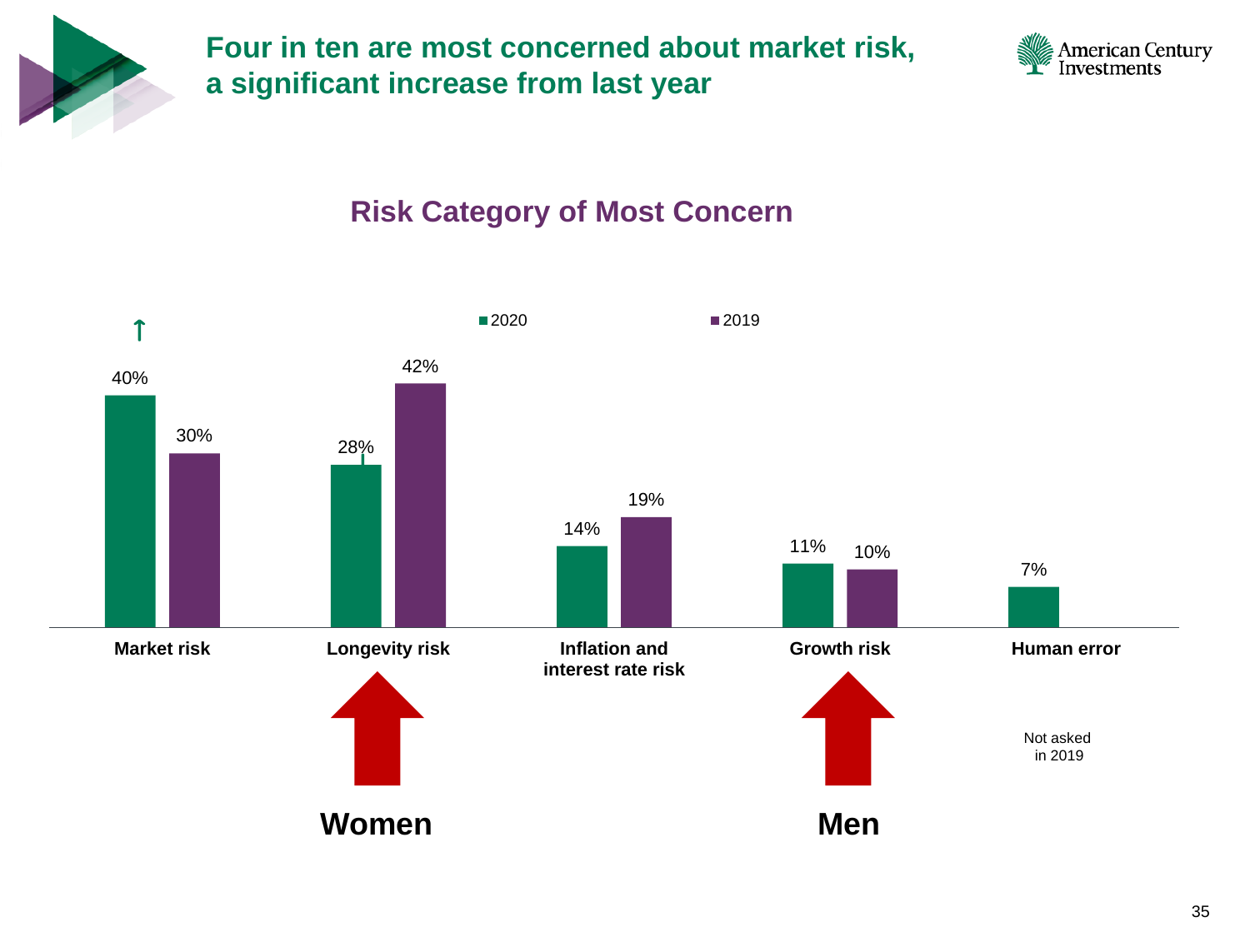# Four in ten are most concerned about market risk, a significant increase from last year

## Risk Category of Most Concern

| Risk category | 2020 | 2019 |
|---|---|---|
| Market risk | 40% ↑ | 30% |
| Longevity risk | 28% ↓ | 42% |
| Inflation and interest rate risk | 14% | 19% |
| Growth risk | 11% | 10% |
| Human error | 7% | Not asked in 2019 |

Longevity risk: **Women**

Growth risk: **Men**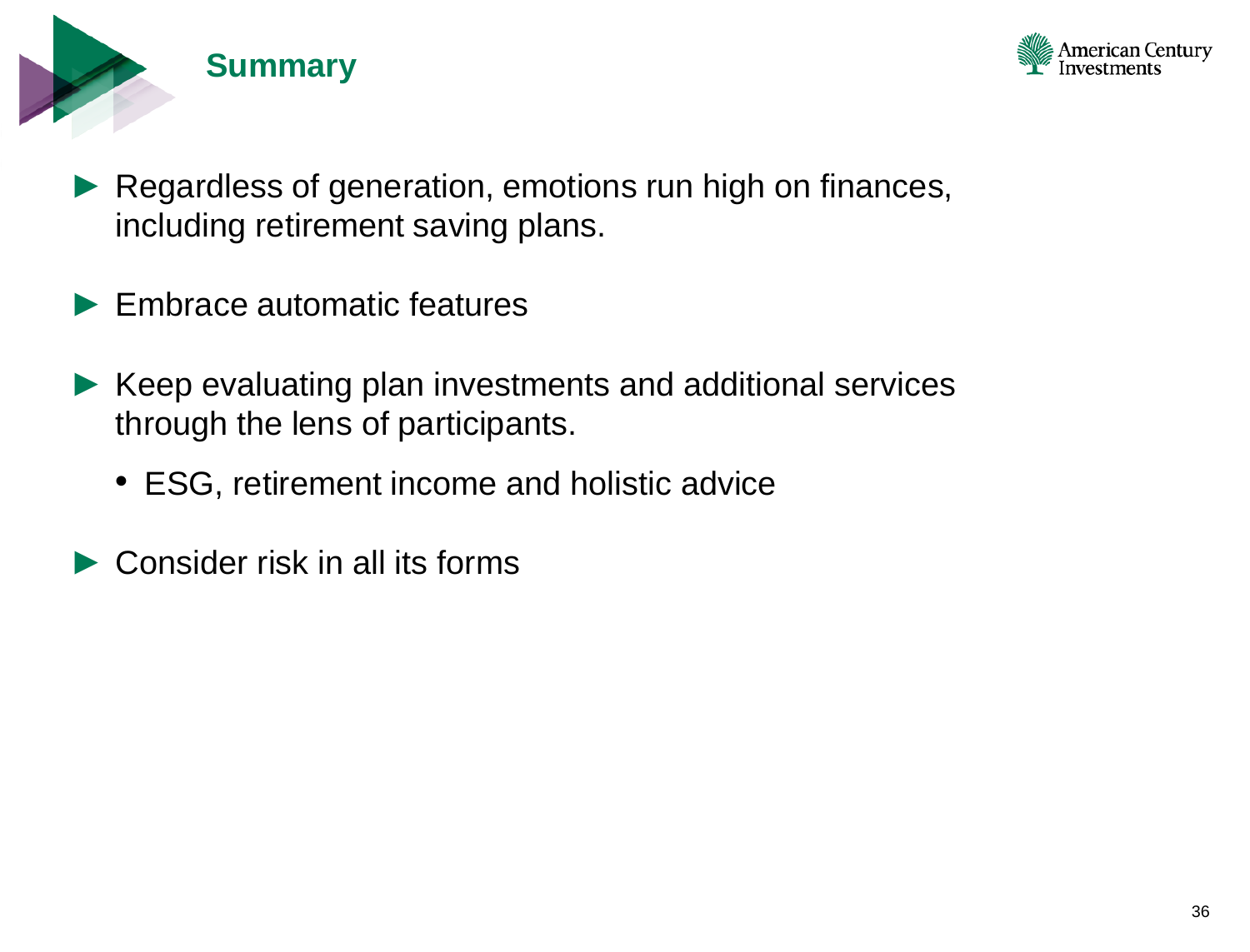# Summary

- Regardless of generation, emotions run high on finances, including retirement saving plans.
- Embrace automatic features
- Keep evaluating plan investments and additional services through the lens of participants.
  - ESG, retirement income and holistic advice
- Consider risk in all its forms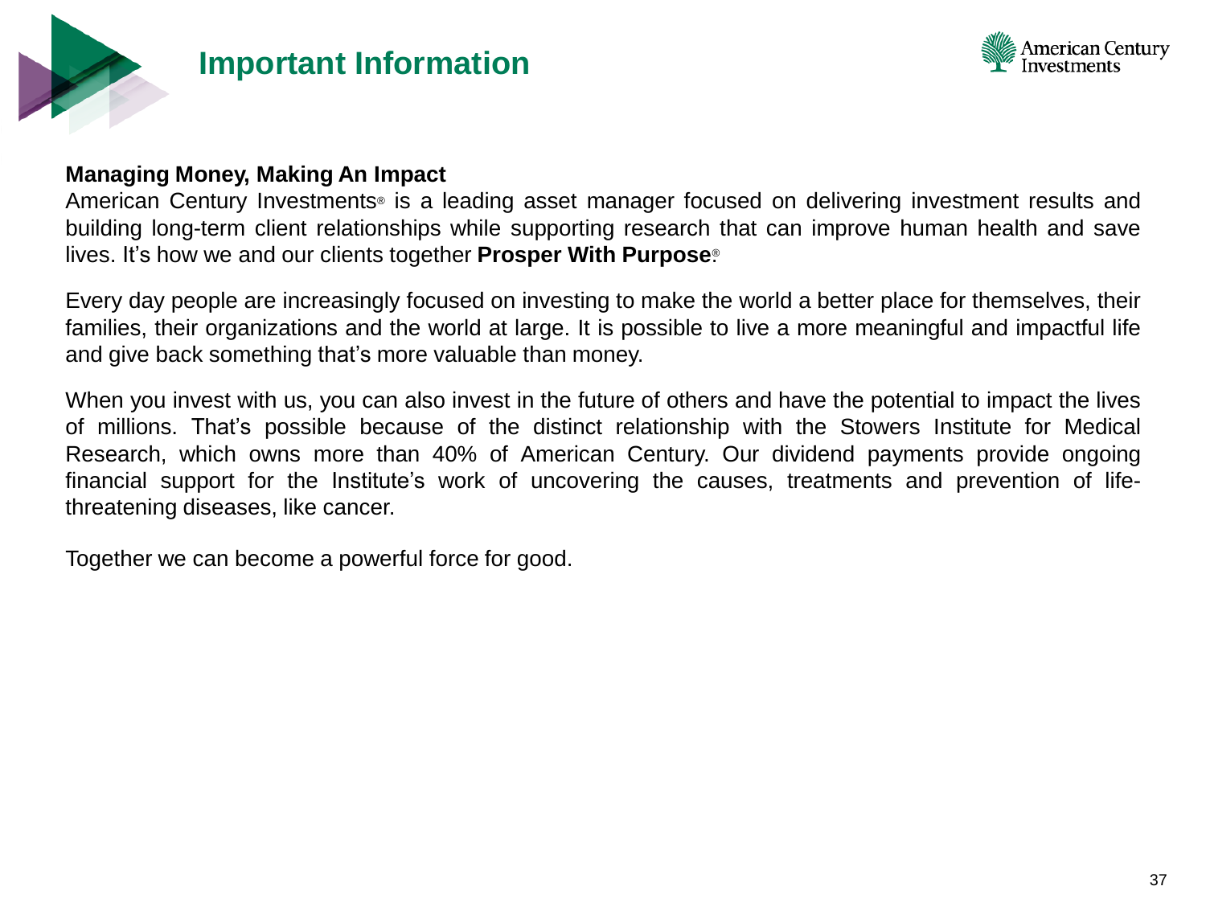# Important Information

**Managing Money, Making An Impact**
American Century Investments® is a leading asset manager focused on delivering investment results and building long-term client relationships while supporting research that can improve human health and save lives. It's how we and our clients together **Prosper With Purpose**®

Every day people are increasingly focused on investing to make the world a better place for themselves, their families, their organizations and the world at large. It is possible to live a more meaningful and impactful life and give back something that's more valuable than money.

When you invest with us, you can also invest in the future of others and have the potential to impact the lives of millions. That's possible because of the distinct relationship with the Stowers Institute for Medical Research, which owns more than 40% of American Century. Our dividend payments provide ongoing financial support for the Institute's work of uncovering the causes, treatments and prevention of life-threatening diseases, like cancer.

Together we can become a powerful force for good.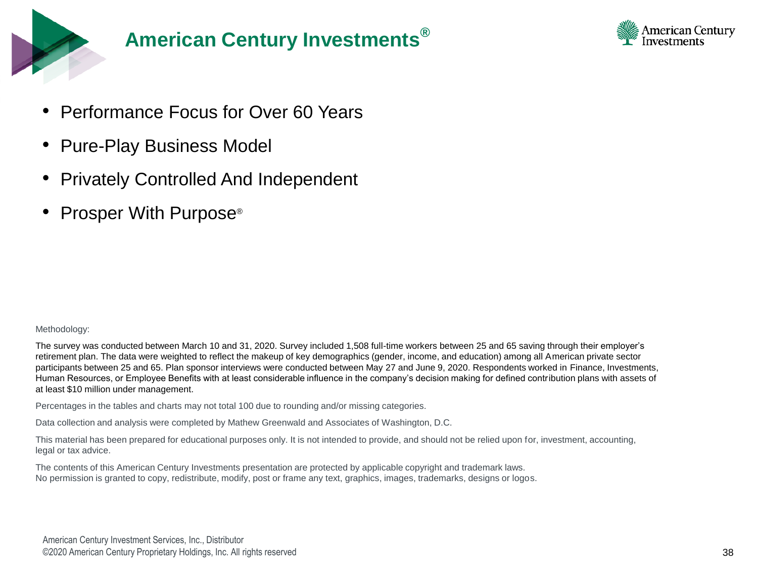# American Century Investments®

- Performance Focus for Over 60 Years
- Pure-Play Business Model
- Privately Controlled And Independent
- Prosper With Purpose®

Methodology:

The survey was conducted between March 10 and 31, 2020. Survey included 1,508 full-time workers between 25 and 65 saving through their employer's retirement plan. The data were weighted to reflect the makeup of key demographics (gender, income, and education) among all American private sector participants between 25 and 65. Plan sponsor interviews were conducted between May 27 and June 9, 2020. Respondents worked in Finance, Investments, Human Resources, or Employee Benefits with at least considerable influence in the company's decision making for defined contribution plans with assets of at least $10 million under management.

Percentages in the tables and charts may not total 100 due to rounding and/or missing categories.

Data collection and analysis were completed by Mathew Greenwald and Associates of Washington, D.C.

This material has been prepared for educational purposes only. It is not intended to provide, and should not be relied upon for, investment, accounting, legal or tax advice.

The contents of this American Century Investments presentation are protected by applicable copyright and trademark laws.
No permission is granted to copy, redistribute, modify, post or frame any text, graphics, images, trademarks, designs or logos.

American Century Investment Services, Inc., Distributor
©2020 American Century Proprietary Holdings, Inc. All rights reserved